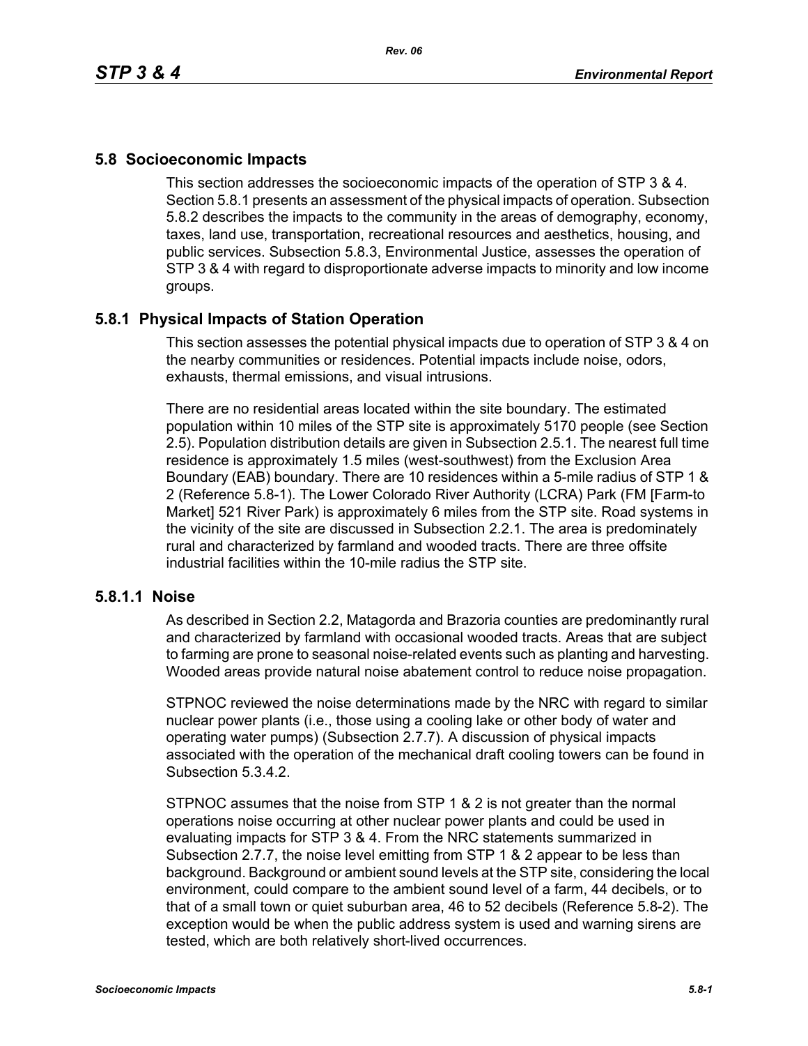## 5.8 Socioeconomic Impacts

This section addresses the socioeconomic impacts of the operation of STP 3 & 4. Section 5.8.1 presents an assessment of the physical impacts of operation. Subsection 5.8.2 describes the impacts to the community in the areas of demography, economy, taxes, land use, transportation, recreational resources and aesthetics, housing, and public services. Subsection 5.8.3, Environmental Justice, assesses the operation of STP 3 & 4 with regard to disproportionate adverse impacts to minority and low income groups.

### 5.8.1 Physical Impacts of Station Operation

This section assesses the potential physical impacts due to operation of STP 3 & 4 on the nearby communities or residences. Potential impacts include noise, odors, exhausts, thermal emissions, and visual intrusions.

There are no residential areas located within the site boundary. The estimated population within 10 miles of the STP site is approximately 5170 people (see Section 2.5). Population distribution details are given in Subsection 2.5.1. The nearest full time residence is approximately 1.5 miles (west-southwest) from the Exclusion Area Boundary (EAB) boundary. There are 10 residences within a 5-mile radius of STP 1 & 2 (Reference 5.8-1). The Lower Colorado River Authority (LCRA) Park (FM [Farm-to Market] 521 River Park) is approximately 6 miles from the STP site. Road systems in the vicinity of the site are discussed in Subsection 2.2.1. The area is predominately rural and characterized by farmland and wooded tracts. There are three offsite industrial facilities within the 10-mile radius the STP site.

#### 5.8.1.1 Noise

As described in Section 2.2, Matagorda and Brazoria counties are predominantly rural and characterized by farmland with occasional wooded tracts. Areas that are subject to farming are prone to seasonal noise-related events such as planting and harvesting. Wooded areas provide natural noise abatement control to reduce noise propagation.

STPNOC reviewed the noise determinations made by the NRC with regard to similar nuclear power plants (i.e., those using a cooling lake or other body of water and operating water pumps) (Subsection 2.7.7). A discussion of physical impacts associated with the operation of the mechanical draft cooling towers can be found in Subsection 5.3.4.2.

STPNOC assumes that the noise from STP 1 & 2 is not greater than the normal operations noise occurring at other nuclear power plants and could be used in evaluating impacts for STP 3 & 4. From the NRC statements summarized in Subsection 2.7.7, the noise level emitting from STP 1 & 2 appear to be less than background. Background or ambient sound levels at the STP site, considering the local environment, could compare to the ambient sound level of a farm, 44 decibels, or to that of a small town or quiet suburban area, 46 to 52 decibels (Reference 5.8-2). The exception would be when the public address system is used and warning sirens are tested, which are both relatively short-lived occurrences.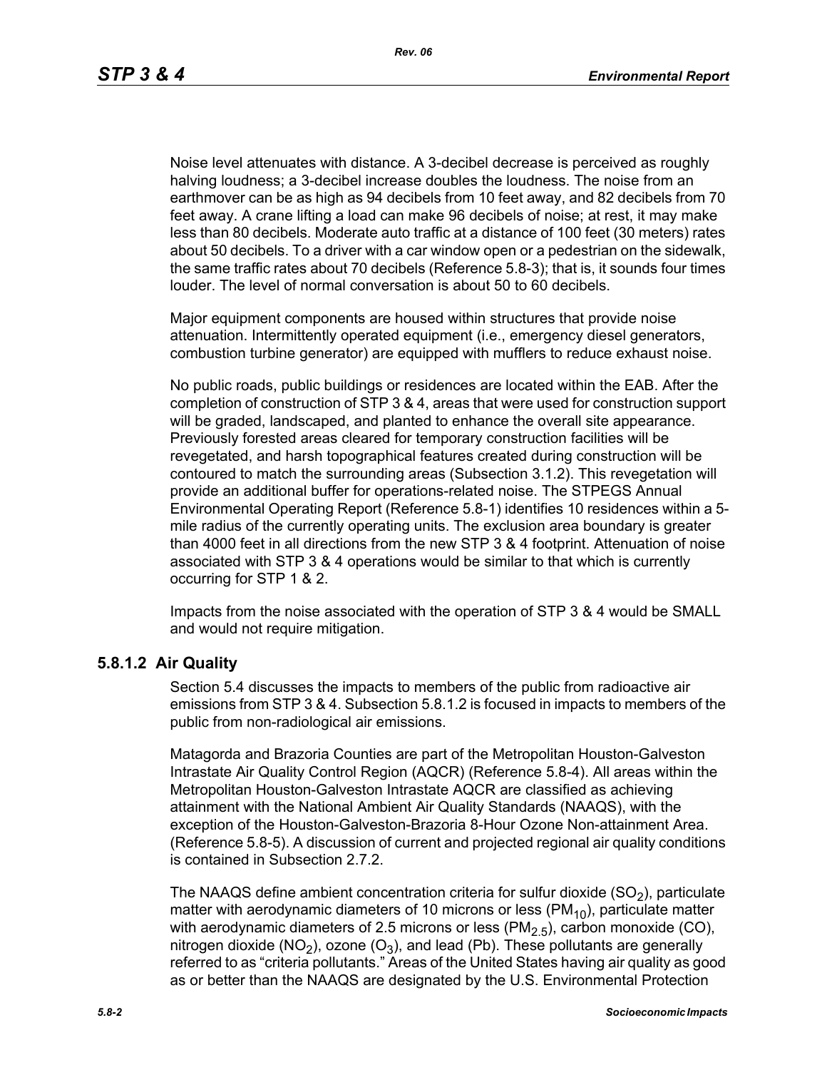Noise level attenuates with distance. A 3-decibel decrease is perceived as roughly halving loudness; a 3-decibel increase doubles the loudness. The noise from an earthmover can be as high as 94 decibels from 10 feet away, and 82 decibels from 70 feet away. A crane lifting a load can make 96 decibels of noise; at rest, it may make less than 80 decibels. Moderate auto traffic at a distance of 100 feet (30 meters) rates about 50 decibels. To a driver with a car window open or a pedestrian on the sidewalk, the same traffic rates about 70 decibels (Reference 5.8-3); that is, it sounds four times louder. The level of normal conversation is about 50 to 60 decibels.

Major equipment components are housed within structures that provide noise attenuation. Intermittently operated equipment (i.e., emergency diesel generators, combustion turbine generator) are equipped with mufflers to reduce exhaust noise.

No public roads, public buildings or residences are located within the EAB. After the completion of construction of STP 3 & 4, areas that were used for construction support will be graded, landscaped, and planted to enhance the overall site appearance. Previously forested areas cleared for temporary construction facilities will be revegetated, and harsh topographical features created during construction will be contoured to match the surrounding areas (Subsection 3.1.2). This revegetation will provide an additional buffer for operations-related noise. The STPEGS Annual Environmental Operating Report (Reference 5.8-1) identifies 10 residences within a 5-mile radius of the currently operating units. The exclusion area boundary is greater than 4000 feet in all directions from the new STP 3 & 4 footprint. Attenuation of noise associated with STP 3 & 4 operations would be similar to that which is currently occurring for STP 1 & 2.

Impacts from the noise associated with the operation of STP 3 & 4 would be SMALL and would not require mitigation.

### 5.8.1.2 Air Quality

Section 5.4 discusses the impacts to members of the public from radioactive air emissions from STP 3 & 4. Subsection 5.8.1.2 is focused in impacts to members of the public from non-radiological air emissions.

Matagorda and Brazoria Counties are part of the Metropolitan Houston-Galveston Intrastate Air Quality Control Region (AQCR) (Reference 5.8-4). All areas within the Metropolitan Houston-Galveston Intrastate AQCR are classified as achieving attainment with the National Ambient Air Quality Standards (NAAQS), with the exception of the Houston-Galveston-Brazoria 8-Hour Ozone Non-attainment Area. (Reference 5.8-5). A discussion of current and projected regional air quality conditions is contained in Subsection 2.7.2.

The NAAQS define ambient concentration criteria for sulfur dioxide ($SO_2$), particulate matter with aerodynamic diameters of 10 microns or less ($PM_{10}$), particulate matter with aerodynamic diameters of 2.5 microns or less ($PM_{2.5}$), carbon monoxide (CO), nitrogen dioxide ($NO_2$), ozone ($O_3$), and lead (Pb). These pollutants are generally referred to as "criteria pollutants." Areas of the United States having air quality as good as or better than the NAAQS are designated by the U.S. Environmental Protection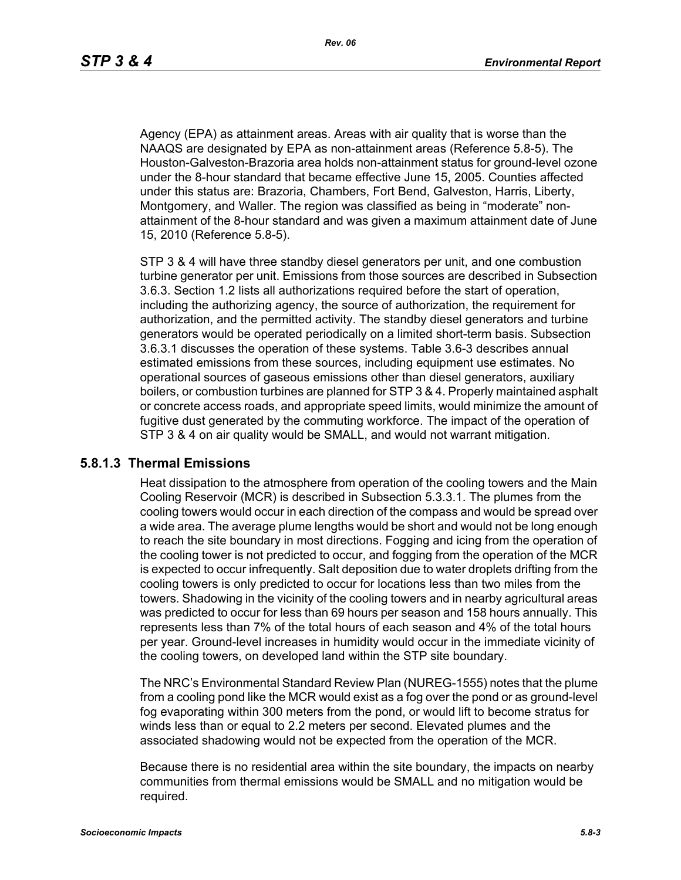Agency (EPA) as attainment areas. Areas with air quality that is worse than the NAAQS are designated by EPA as non-attainment areas (Reference 5.8-5). The Houston-Galveston-Brazoria area holds non-attainment status for ground-level ozone under the 8-hour standard that became effective June 15, 2005. Counties affected under this status are: Brazoria, Chambers, Fort Bend, Galveston, Harris, Liberty, Montgomery, and Waller. The region was classified as being in "moderate" non-attainment of the 8-hour standard and was given a maximum attainment date of June 15, 2010 (Reference 5.8-5).

STP 3 & 4 will have three standby diesel generators per unit, and one combustion turbine generator per unit. Emissions from those sources are described in Subsection 3.6.3. Section 1.2 lists all authorizations required before the start of operation, including the authorizing agency, the source of authorization, the requirement for authorization, and the permitted activity. The standby diesel generators and turbine generators would be operated periodically on a limited short-term basis. Subsection 3.6.3.1 discusses the operation of these systems. Table 3.6-3 describes annual estimated emissions from these sources, including equipment use estimates. No operational sources of gaseous emissions other than diesel generators, auxiliary boilers, or combustion turbines are planned for STP 3 & 4. Properly maintained asphalt or concrete access roads, and appropriate speed limits, would minimize the amount of fugitive dust generated by the commuting workforce. The impact of the operation of STP 3 & 4 on air quality would be SMALL, and would not warrant mitigation.

### 5.8.1.3 Thermal Emissions

Heat dissipation to the atmosphere from operation of the cooling towers and the Main Cooling Reservoir (MCR) is described in Subsection 5.3.3.1. The plumes from the cooling towers would occur in each direction of the compass and would be spread over a wide area. The average plume lengths would be short and would not be long enough to reach the site boundary in most directions. Fogging and icing from the operation of the cooling tower is not predicted to occur, and fogging from the operation of the MCR is expected to occur infrequently. Salt deposition due to water droplets drifting from the cooling towers is only predicted to occur for locations less than two miles from the towers. Shadowing in the vicinity of the cooling towers and in nearby agricultural areas was predicted to occur for less than 69 hours per season and 158 hours annually. This represents less than 7% of the total hours of each season and 4% of the total hours per year. Ground-level increases in humidity would occur in the immediate vicinity of the cooling towers, on developed land within the STP site boundary.

The NRC's Environmental Standard Review Plan (NUREG-1555) notes that the plume from a cooling pond like the MCR would exist as a fog over the pond or as ground-level fog evaporating within 300 meters from the pond, or would lift to become stratus for winds less than or equal to 2.2 meters per second. Elevated plumes and the associated shadowing would not be expected from the operation of the MCR.

Because there is no residential area within the site boundary, the impacts on nearby communities from thermal emissions would be SMALL and no mitigation would be required.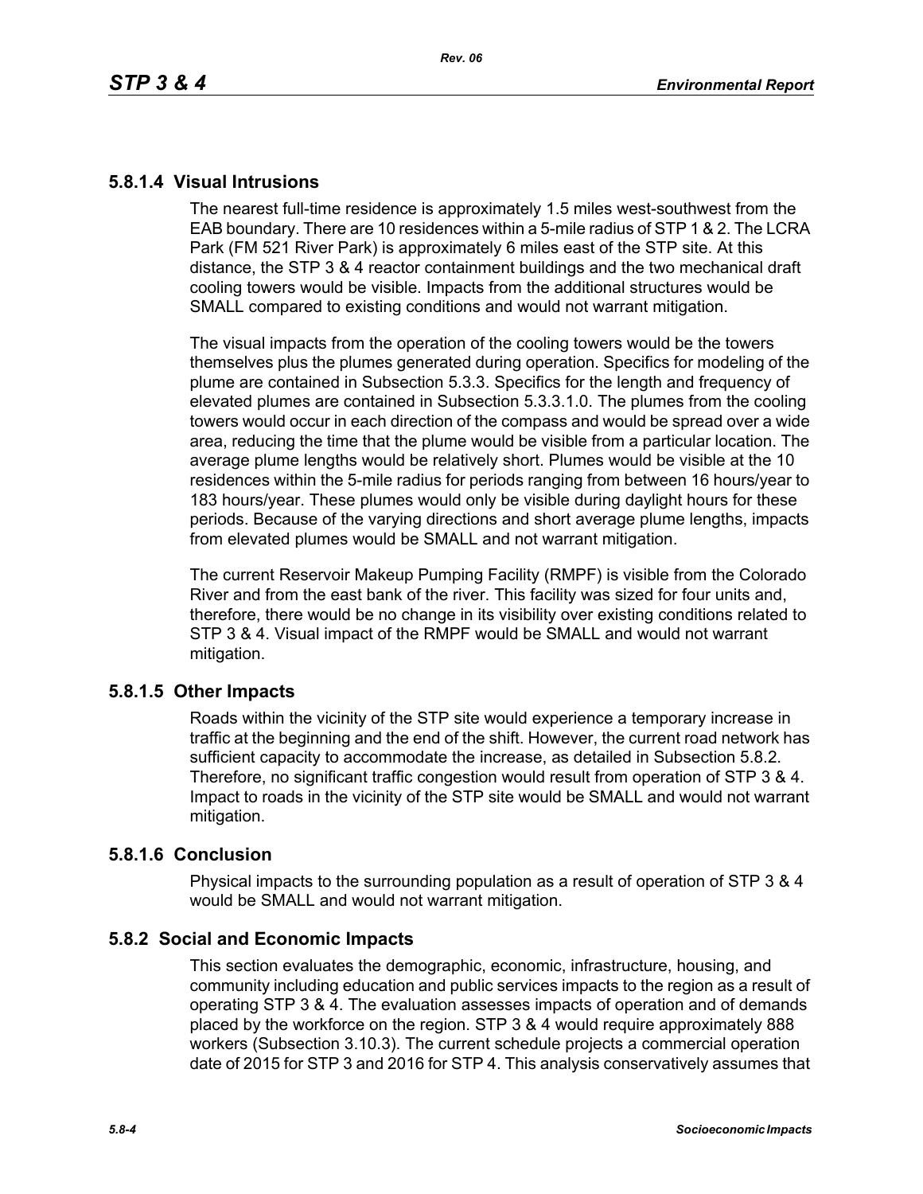### 5.8.1.4 Visual Intrusions

The nearest full-time residence is approximately 1.5 miles west-southwest from the EAB boundary. There are 10 residences within a 5-mile radius of STP 1 & 2. The LCRA Park (FM 521 River Park) is approximately 6 miles east of the STP site. At this distance, the STP 3 & 4 reactor containment buildings and the two mechanical draft cooling towers would be visible. Impacts from the additional structures would be SMALL compared to existing conditions and would not warrant mitigation.

The visual impacts from the operation of the cooling towers would be the towers themselves plus the plumes generated during operation. Specifics for modeling of the plume are contained in Subsection 5.3.3. Specifics for the length and frequency of elevated plumes are contained in Subsection 5.3.3.1.0. The plumes from the cooling towers would occur in each direction of the compass and would be spread over a wide area, reducing the time that the plume would be visible from a particular location. The average plume lengths would be relatively short. Plumes would be visible at the 10 residences within the 5-mile radius for periods ranging from between 16 hours/year to 183 hours/year. These plumes would only be visible during daylight hours for these periods. Because of the varying directions and short average plume lengths, impacts from elevated plumes would be SMALL and not warrant mitigation.

The current Reservoir Makeup Pumping Facility (RMPF) is visible from the Colorado River and from the east bank of the river. This facility was sized for four units and, therefore, there would be no change in its visibility over existing conditions related to STP 3 & 4. Visual impact of the RMPF would be SMALL and would not warrant mitigation.

### 5.8.1.5 Other Impacts

Roads within the vicinity of the STP site would experience a temporary increase in traffic at the beginning and the end of the shift. However, the current road network has sufficient capacity to accommodate the increase, as detailed in Subsection 5.8.2. Therefore, no significant traffic congestion would result from operation of STP 3 & 4. Impact to roads in the vicinity of the STP site would be SMALL and would not warrant mitigation.

### 5.8.1.6 Conclusion

Physical impacts to the surrounding population as a result of operation of STP 3 & 4 would be SMALL and would not warrant mitigation.

## 5.8.2 Social and Economic Impacts

This section evaluates the demographic, economic, infrastructure, housing, and community including education and public services impacts to the region as a result of operating STP 3 & 4. The evaluation assesses impacts of operation and of demands placed by the workforce on the region. STP 3 & 4 would require approximately 888 workers (Subsection 3.10.3). The current schedule projects a commercial operation date of 2015 for STP 3 and 2016 for STP 4. This analysis conservatively assumes that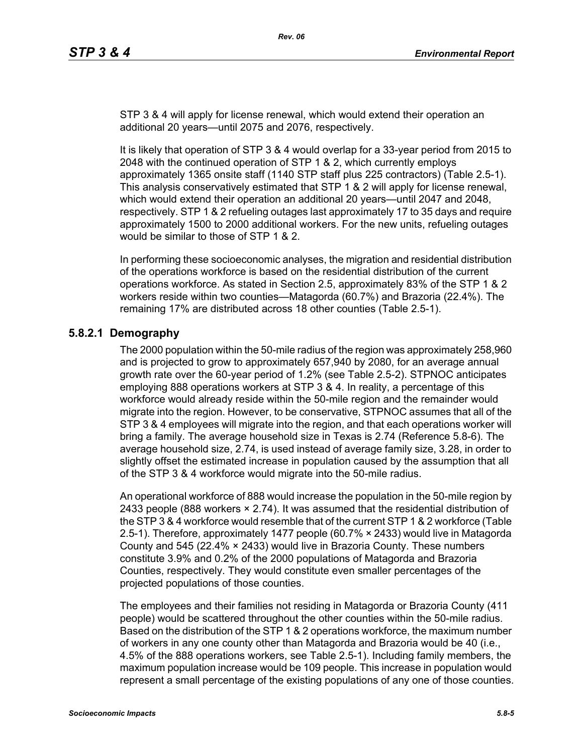STP 3 & 4 will apply for license renewal, which would extend their operation an additional 20 years—until 2075 and 2076, respectively.

It is likely that operation of STP 3 & 4 would overlap for a 33-year period from 2015 to 2048 with the continued operation of STP 1 & 2, which currently employs approximately 1365 onsite staff (1140 STP staff plus 225 contractors) (Table 2.5-1). This analysis conservatively estimated that STP 1 & 2 will apply for license renewal, which would extend their operation an additional 20 years—until 2047 and 2048, respectively. STP 1 & 2 refueling outages last approximately 17 to 35 days and require approximately 1500 to 2000 additional workers. For the new units, refueling outages would be similar to those of STP 1 & 2.

In performing these socioeconomic analyses, the migration and residential distribution of the operations workforce is based on the residential distribution of the current operations workforce. As stated in Section 2.5, approximately 83% of the STP 1 & 2 workers reside within two counties—Matagorda (60.7%) and Brazoria (22.4%). The remaining 17% are distributed across 18 other counties (Table 2.5-1).

### 5.8.2.1 Demography

The 2000 population within the 50-mile radius of the region was approximately 258,960 and is projected to grow to approximately 657,940 by 2080, for an average annual growth rate over the 60-year period of 1.2% (see Table 2.5-2). STPNOC anticipates employing 888 operations workers at STP 3 & 4. In reality, a percentage of this workforce would already reside within the 50-mile region and the remainder would migrate into the region. However, to be conservative, STPNOC assumes that all of the STP 3 & 4 employees will migrate into the region, and that each operations worker will bring a family. The average household size in Texas is 2.74 (Reference 5.8-6). The average household size, 2.74, is used instead of average family size, 3.28, in order to slightly offset the estimated increase in population caused by the assumption that all of the STP 3 & 4 workforce would migrate into the 50-mile radius.

An operational workforce of 888 would increase the population in the 50-mile region by 2433 people (888 workers × 2.74). It was assumed that the residential distribution of the STP 3 & 4 workforce would resemble that of the current STP 1 & 2 workforce (Table 2.5-1). Therefore, approximately 1477 people (60.7% × 2433) would live in Matagorda County and 545 (22.4% × 2433) would live in Brazoria County. These numbers constitute 3.9% and 0.2% of the 2000 populations of Matagorda and Brazoria Counties, respectively. They would constitute even smaller percentages of the projected populations of those counties.

The employees and their families not residing in Matagorda or Brazoria County (411 people) would be scattered throughout the other counties within the 50-mile radius. Based on the distribution of the STP 1 & 2 operations workforce, the maximum number of workers in any one county other than Matagorda and Brazoria would be 40 (i.e., 4.5% of the 888 operations workers, see Table 2.5-1). Including family members, the maximum population increase would be 109 people. This increase in population would represent a small percentage of the existing populations of any one of those counties.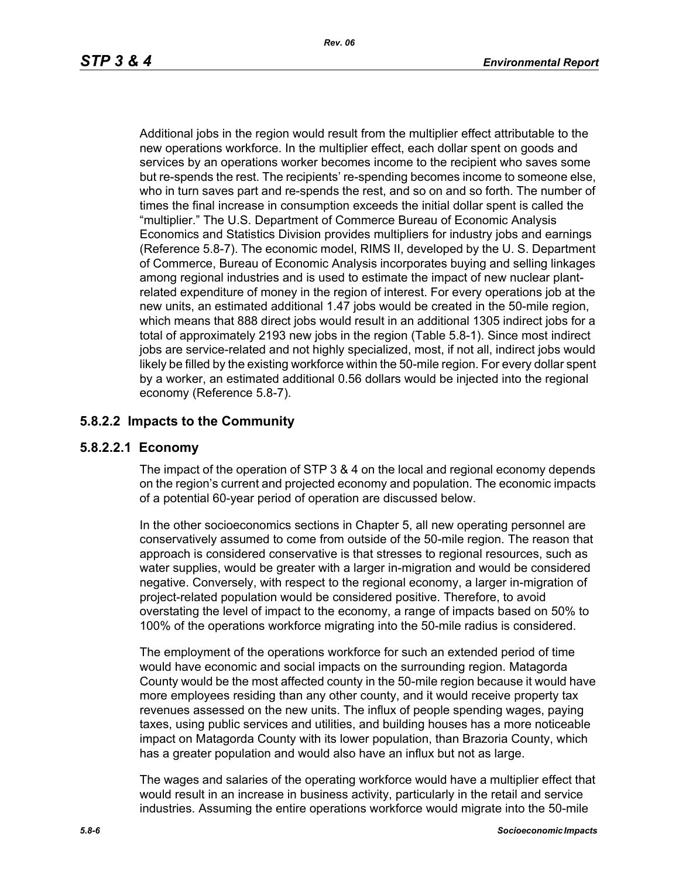Additional jobs in the region would result from the multiplier effect attributable to the new operations workforce. In the multiplier effect, each dollar spent on goods and services by an operations worker becomes income to the recipient who saves some but re-spends the rest. The recipients' re-spending becomes income to someone else, who in turn saves part and re-spends the rest, and so on and so forth. The number of times the final increase in consumption exceeds the initial dollar spent is called the "multiplier." The U.S. Department of Commerce Bureau of Economic Analysis Economics and Statistics Division provides multipliers for industry jobs and earnings (Reference 5.8-7). The economic model, RIMS II, developed by the U. S. Department of Commerce, Bureau of Economic Analysis incorporates buying and selling linkages among regional industries and is used to estimate the impact of new nuclear plant-related expenditure of money in the region of interest. For every operations job at the new units, an estimated additional 1.47 jobs would be created in the 50-mile region, which means that 888 direct jobs would result in an additional 1305 indirect jobs for a total of approximately 2193 new jobs in the region (Table 5.8-1). Since most indirect jobs are service-related and not highly specialized, most, if not all, indirect jobs would likely be filled by the existing workforce within the 50-mile region. For every dollar spent by a worker, an estimated additional 0.56 dollars would be injected into the regional economy (Reference 5.8-7).

### 5.8.2.2 Impacts to the Community

#### 5.8.2.2.1 Economy

The impact of the operation of STP 3 & 4 on the local and regional economy depends on the region's current and projected economy and population. The economic impacts of a potential 60-year period of operation are discussed below.

In the other socioeconomics sections in Chapter 5, all new operating personnel are conservatively assumed to come from outside of the 50-mile region. The reason that approach is considered conservative is that stresses to regional resources, such as water supplies, would be greater with a larger in-migration and would be considered negative. Conversely, with respect to the regional economy, a larger in-migration of project-related population would be considered positive. Therefore, to avoid overstating the level of impact to the economy, a range of impacts based on 50% to 100% of the operations workforce migrating into the 50-mile radius is considered.

The employment of the operations workforce for such an extended period of time would have economic and social impacts on the surrounding region. Matagorda County would be the most affected county in the 50-mile region because it would have more employees residing than any other county, and it would receive property tax revenues assessed on the new units. The influx of people spending wages, paying taxes, using public services and utilities, and building houses has a more noticeable impact on Matagorda County with its lower population, than Brazoria County, which has a greater population and would also have an influx but not as large.

The wages and salaries of the operating workforce would have a multiplier effect that would result in an increase in business activity, particularly in the retail and service industries. Assuming the entire operations workforce would migrate into the 50-mile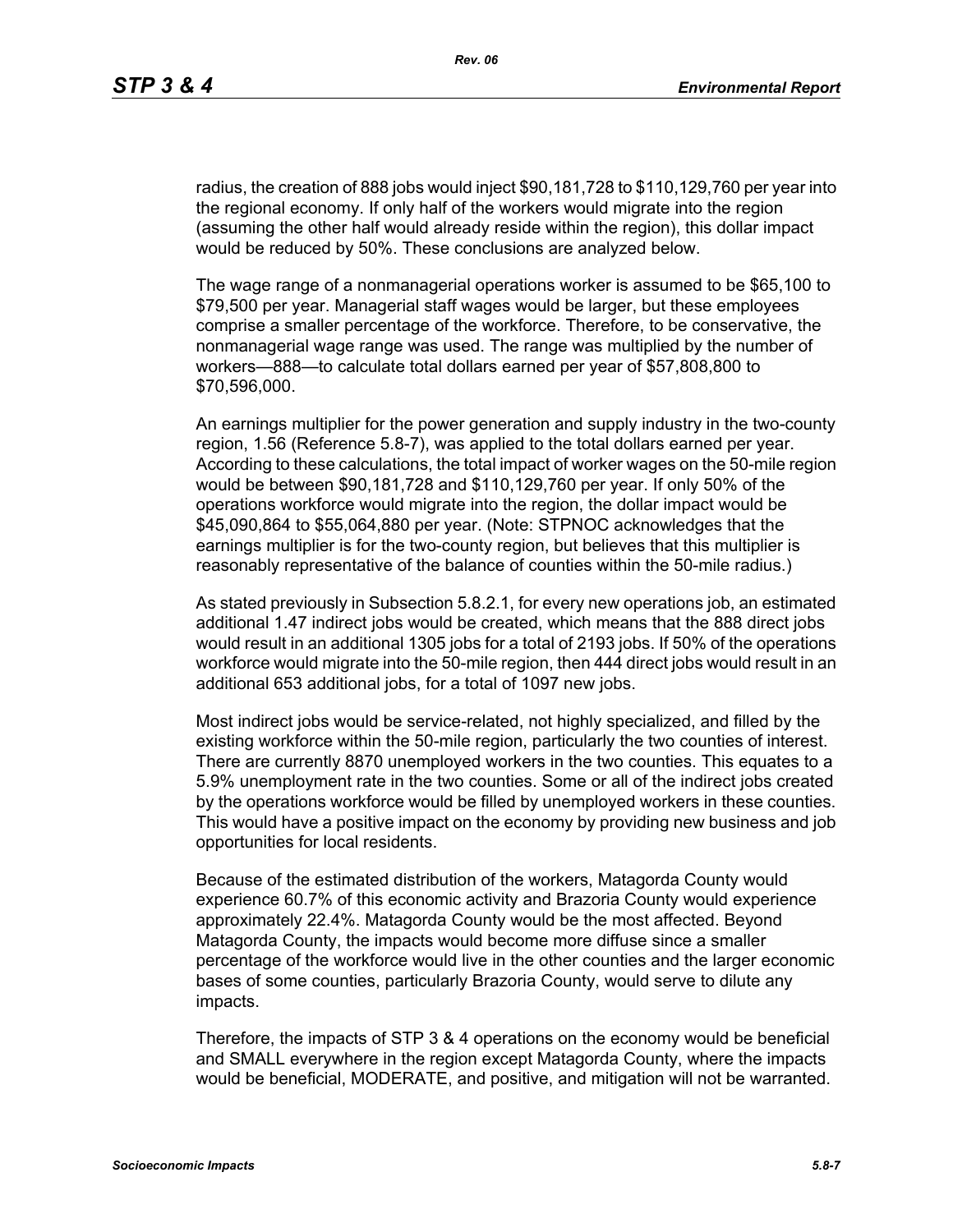radius, the creation of 888 jobs would inject $90,181,728 to $110,129,760 per year into the regional economy. If only half of the workers would migrate into the region (assuming the other half would already reside within the region), this dollar impact would be reduced by 50%. These conclusions are analyzed below.

The wage range of a nonmanagerial operations worker is assumed to be $65,100 to $79,500 per year. Managerial staff wages would be larger, but these employees comprise a smaller percentage of the workforce. Therefore, to be conservative, the nonmanagerial wage range was used. The range was multiplied by the number of workers—888—to calculate total dollars earned per year of $57,808,800 to $70,596,000.

An earnings multiplier for the power generation and supply industry in the two-county region, 1.56 (Reference 5.8-7), was applied to the total dollars earned per year. According to these calculations, the total impact of worker wages on the 50-mile region would be between $90,181,728 and $110,129,760 per year. If only 50% of the operations workforce would migrate into the region, the dollar impact would be $45,090,864 to $55,064,880 per year. (Note: STPNOC acknowledges that the earnings multiplier is for the two-county region, but believes that this multiplier is reasonably representative of the balance of counties within the 50-mile radius.)

As stated previously in Subsection 5.8.2.1, for every new operations job, an estimated additional 1.47 indirect jobs would be created, which means that the 888 direct jobs would result in an additional 1305 jobs for a total of 2193 jobs. If 50% of the operations workforce would migrate into the 50-mile region, then 444 direct jobs would result in an additional 653 additional jobs, for a total of 1097 new jobs.

Most indirect jobs would be service-related, not highly specialized, and filled by the existing workforce within the 50-mile region, particularly the two counties of interest. There are currently 8870 unemployed workers in the two counties. This equates to a 5.9% unemployment rate in the two counties. Some or all of the indirect jobs created by the operations workforce would be filled by unemployed workers in these counties. This would have a positive impact on the economy by providing new business and job opportunities for local residents.

Because of the estimated distribution of the workers, Matagorda County would experience 60.7% of this economic activity and Brazoria County would experience approximately 22.4%. Matagorda County would be the most affected. Beyond Matagorda County, the impacts would become more diffuse since a smaller percentage of the workforce would live in the other counties and the larger economic bases of some counties, particularly Brazoria County, would serve to dilute any impacts.

Therefore, the impacts of STP 3 & 4 operations on the economy would be beneficial and SMALL everywhere in the region except Matagorda County, where the impacts would be beneficial, MODERATE, and positive, and mitigation will not be warranted.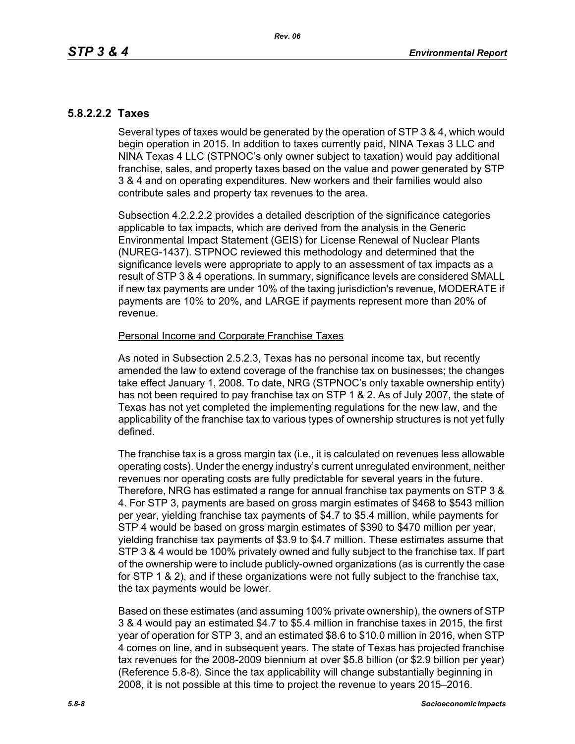### 5.8.2.2.2 Taxes

Several types of taxes would be generated by the operation of STP 3 & 4, which would begin operation in 2015. In addition to taxes currently paid, NINA Texas 3 LLC and NINA Texas 4 LLC (STPNOC's only owner subject to taxation) would pay additional franchise, sales, and property taxes based on the value and power generated by STP 3 & 4 and on operating expenditures. New workers and their families would also contribute sales and property tax revenues to the area.

Subsection 4.2.2.2.2 provides a detailed description of the significance categories applicable to tax impacts, which are derived from the analysis in the Generic Environmental Impact Statement (GEIS) for License Renewal of Nuclear Plants (NUREG-1437). STPNOC reviewed this methodology and determined that the significance levels were appropriate to apply to an assessment of tax impacts as a result of STP 3 & 4 operations. In summary, significance levels are considered SMALL if new tax payments are under 10% of the taxing jurisdiction's revenue, MODERATE if payments are 10% to 20%, and LARGE if payments represent more than 20% of revenue.

<u>Personal Income and Corporate Franchise Taxes</u>

As noted in Subsection 2.5.2.3, Texas has no personal income tax, but recently amended the law to extend coverage of the franchise tax on businesses; the changes take effect January 1, 2008. To date, NRG (STPNOC's only taxable ownership entity) has not been required to pay franchise tax on STP 1 & 2. As of July 2007, the state of Texas has not yet completed the implementing regulations for the new law, and the applicability of the franchise tax to various types of ownership structures is not yet fully defined.

The franchise tax is a gross margin tax (i.e., it is calculated on revenues less allowable operating costs). Under the energy industry's current unregulated environment, neither revenues nor operating costs are fully predictable for several years in the future. Therefore, NRG has estimated a range for annual franchise tax payments on STP 3 & 4. For STP 3, payments are based on gross margin estimates of $468 to $543 million per year, yielding franchise tax payments of $4.7 to $5.4 million, while payments for STP 4 would be based on gross margin estimates of $390 to $470 million per year, yielding franchise tax payments of $3.9 to $4.7 million. These estimates assume that STP 3 & 4 would be 100% privately owned and fully subject to the franchise tax. If part of the ownership were to include publicly-owned organizations (as is currently the case for STP 1 & 2), and if these organizations were not fully subject to the franchise tax, the tax payments would be lower.

Based on these estimates (and assuming 100% private ownership), the owners of STP 3 & 4 would pay an estimated $4.7 to $5.4 million in franchise taxes in 2015, the first year of operation for STP 3, and an estimated $8.6 to $10.0 million in 2016, when STP 4 comes on line, and in subsequent years. The state of Texas has projected franchise tax revenues for the 2008-2009 biennium at over $5.8 billion (or $2.9 billion per year) (Reference 5.8-8). Since the tax applicability will change substantially beginning in 2008, it is not possible at this time to project the revenue to years 2015–2016.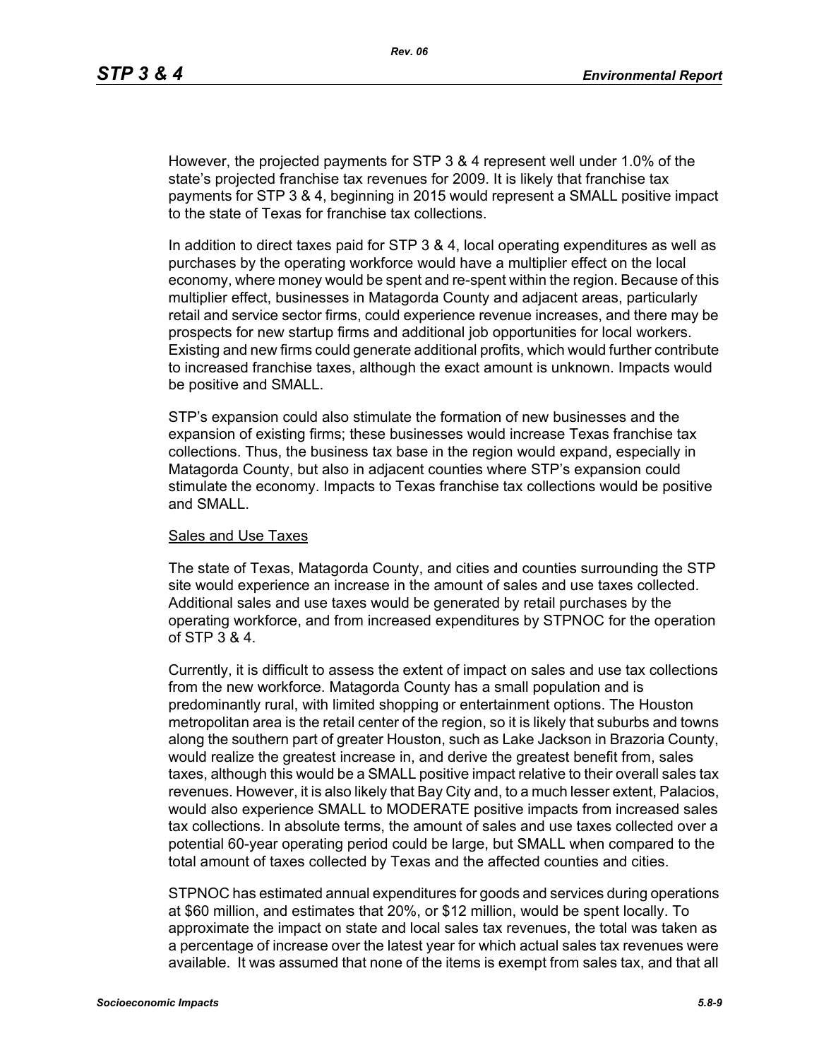However, the projected payments for STP 3 & 4 represent well under 1.0% of the state's projected franchise tax revenues for 2009. It is likely that franchise tax payments for STP 3 & 4, beginning in 2015 would represent a SMALL positive impact to the state of Texas for franchise tax collections.

In addition to direct taxes paid for STP 3 & 4, local operating expenditures as well as purchases by the operating workforce would have a multiplier effect on the local economy, where money would be spent and re-spent within the region. Because of this multiplier effect, businesses in Matagorda County and adjacent areas, particularly retail and service sector firms, could experience revenue increases, and there may be prospects for new startup firms and additional job opportunities for local workers. Existing and new firms could generate additional profits, which would further contribute to increased franchise taxes, although the exact amount is unknown. Impacts would be positive and SMALL.

STP's expansion could also stimulate the formation of new businesses and the expansion of existing firms; these businesses would increase Texas franchise tax collections. Thus, the business tax base in the region would expand, especially in Matagorda County, but also in adjacent counties where STP's expansion could stimulate the economy. Impacts to Texas franchise tax collections would be positive and SMALL.

<u>Sales and Use Taxes</u>

The state of Texas, Matagorda County, and cities and counties surrounding the STP site would experience an increase in the amount of sales and use taxes collected. Additional sales and use taxes would be generated by retail purchases by the operating workforce, and from increased expenditures by STPNOC for the operation of STP 3 & 4.

Currently, it is difficult to assess the extent of impact on sales and use tax collections from the new workforce. Matagorda County has a small population and is predominantly rural, with limited shopping or entertainment options. The Houston metropolitan area is the retail center of the region, so it is likely that suburbs and towns along the southern part of greater Houston, such as Lake Jackson in Brazoria County, would realize the greatest increase in, and derive the greatest benefit from, sales taxes, although this would be a SMALL positive impact relative to their overall sales tax revenues. However, it is also likely that Bay City and, to a much lesser extent, Palacios, would also experience SMALL to MODERATE positive impacts from increased sales tax collections. In absolute terms, the amount of sales and use taxes collected over a potential 60-year operating period could be large, but SMALL when compared to the total amount of taxes collected by Texas and the affected counties and cities.

STPNOC has estimated annual expenditures for goods and services during operations at $60 million, and estimates that 20%, or $12 million, would be spent locally. To approximate the impact on state and local sales tax revenues, the total was taken as a percentage of increase over the latest year for which actual sales tax revenues were available. It was assumed that none of the items is exempt from sales tax, and that all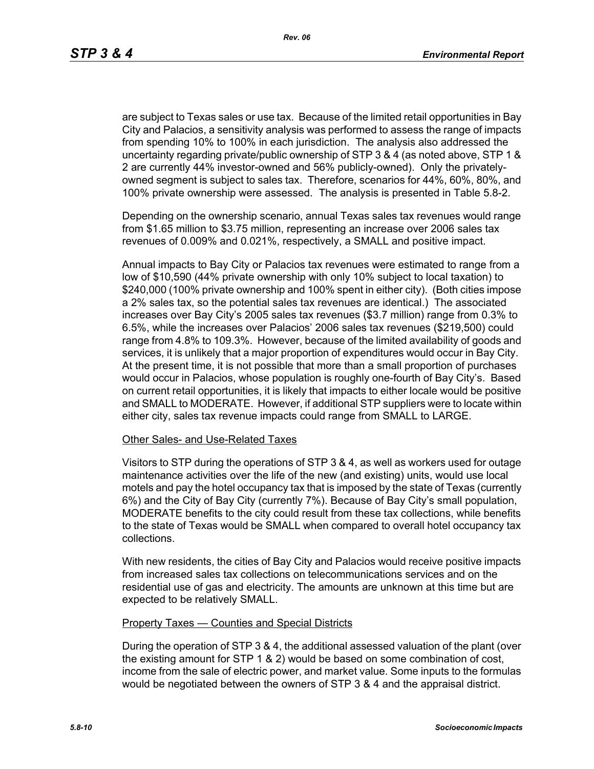are subject to Texas sales or use tax. Because of the limited retail opportunities in Bay City and Palacios, a sensitivity analysis was performed to assess the range of impacts from spending 10% to 100% in each jurisdiction. The analysis also addressed the uncertainty regarding private/public ownership of STP 3 & 4 (as noted above, STP 1 & 2 are currently 44% investor-owned and 56% publicly-owned). Only the privately-owned segment is subject to sales tax. Therefore, scenarios for 44%, 60%, 80%, and 100% private ownership were assessed. The analysis is presented in Table 5.8-2.

Depending on the ownership scenario, annual Texas sales tax revenues would range from $1.65 million to $3.75 million, representing an increase over 2006 sales tax revenues of 0.009% and 0.021%, respectively, a SMALL and positive impact.

Annual impacts to Bay City or Palacios tax revenues were estimated to range from a low of $10,590 (44% private ownership with only 10% subject to local taxation) to $240,000 (100% private ownership and 100% spent in either city). (Both cities impose a 2% sales tax, so the potential sales tax revenues are identical.) The associated increases over Bay City's 2005 sales tax revenues ($3.7 million) range from 0.3% to 6.5%, while the increases over Palacios' 2006 sales tax revenues ($219,500) could range from 4.8% to 109.3%. However, because of the limited availability of goods and services, it is unlikely that a major proportion of expenditures would occur in Bay City. At the present time, it is not possible that more than a small proportion of purchases would occur in Palacios, whose population is roughly one-fourth of Bay City's. Based on current retail opportunities, it is likely that impacts to either locale would be positive and SMALL to MODERATE. However, if additional STP suppliers were to locate within either city, sales tax revenue impacts could range from SMALL to LARGE.

Other Sales- and Use-Related Taxes

Visitors to STP during the operations of STP 3 & 4, as well as workers used for outage maintenance activities over the life of the new (and existing) units, would use local motels and pay the hotel occupancy tax that is imposed by the state of Texas (currently 6%) and the City of Bay City (currently 7%). Because of Bay City's small population, MODERATE benefits to the city could result from these tax collections, while benefits to the state of Texas would be SMALL when compared to overall hotel occupancy tax collections.

With new residents, the cities of Bay City and Palacios would receive positive impacts from increased sales tax collections on telecommunications services and on the residential use of gas and electricity. The amounts are unknown at this time but are expected to be relatively SMALL.

Property Taxes — Counties and Special Districts

During the operation of STP 3 & 4, the additional assessed valuation of the plant (over the existing amount for STP 1 & 2) would be based on some combination of cost, income from the sale of electric power, and market value. Some inputs to the formulas would be negotiated between the owners of STP 3 & 4 and the appraisal district.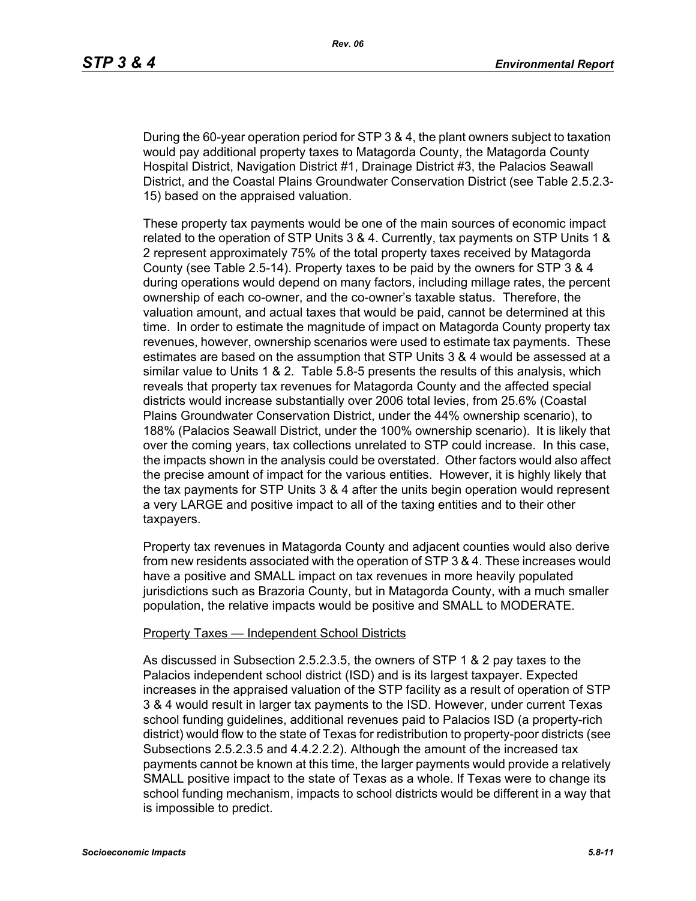During the 60-year operation period for STP 3 & 4, the plant owners subject to taxation would pay additional property taxes to Matagorda County, the Matagorda County Hospital District, Navigation District #1, Drainage District #3, the Palacios Seawall District, and the Coastal Plains Groundwater Conservation District (see Table 2.5.2.3-15) based on the appraised valuation.

These property tax payments would be one of the main sources of economic impact related to the operation of STP Units 3 & 4. Currently, tax payments on STP Units 1 & 2 represent approximately 75% of the total property taxes received by Matagorda County (see Table 2.5-14). Property taxes to be paid by the owners for STP 3 & 4 during operations would depend on many factors, including millage rates, the percent ownership of each co-owner, and the co-owner's taxable status. Therefore, the valuation amount, and actual taxes that would be paid, cannot be determined at this time. In order to estimate the magnitude of impact on Matagorda County property tax revenues, however, ownership scenarios were used to estimate tax payments. These estimates are based on the assumption that STP Units 3 & 4 would be assessed at a similar value to Units 1 & 2. Table 5.8-5 presents the results of this analysis, which reveals that property tax revenues for Matagorda County and the affected special districts would increase substantially over 2006 total levies, from 25.6% (Coastal Plains Groundwater Conservation District, under the 44% ownership scenario), to 188% (Palacios Seawall District, under the 100% ownership scenario). It is likely that over the coming years, tax collections unrelated to STP could increase. In this case, the impacts shown in the analysis could be overstated. Other factors would also affect the precise amount of impact for the various entities. However, it is highly likely that the tax payments for STP Units 3 & 4 after the units begin operation would represent a very LARGE and positive impact to all of the taxing entities and to their other taxpayers.

Property tax revenues in Matagorda County and adjacent counties would also derive from new residents associated with the operation of STP 3 & 4. These increases would have a positive and SMALL impact on tax revenues in more heavily populated jurisdictions such as Brazoria County, but in Matagorda County, with a much smaller population, the relative impacts would be positive and SMALL to MODERATE.

Property Taxes — Independent School Districts

As discussed in Subsection 2.5.2.3.5, the owners of STP 1 & 2 pay taxes to the Palacios independent school district (ISD) and is its largest taxpayer. Expected increases in the appraised valuation of the STP facility as a result of operation of STP 3 & 4 would result in larger tax payments to the ISD. However, under current Texas school funding guidelines, additional revenues paid to Palacios ISD (a property-rich district) would flow to the state of Texas for redistribution to property-poor districts (see Subsections 2.5.2.3.5 and 4.4.2.2.2). Although the amount of the increased tax payments cannot be known at this time, the larger payments would provide a relatively SMALL positive impact to the state of Texas as a whole. If Texas were to change its school funding mechanism, impacts to school districts would be different in a way that is impossible to predict.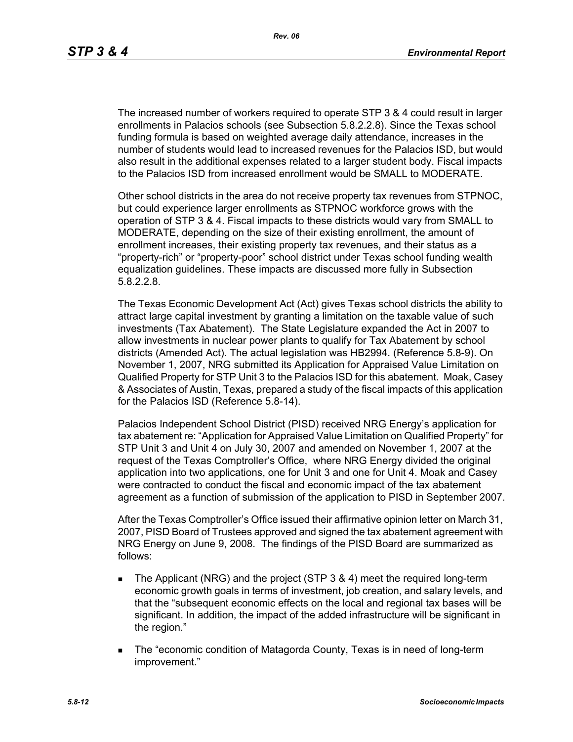The increased number of workers required to operate STP 3 & 4 could result in larger enrollments in Palacios schools (see Subsection 5.8.2.2.8). Since the Texas school funding formula is based on weighted average daily attendance, increases in the number of students would lead to increased revenues for the Palacios ISD, but would also result in the additional expenses related to a larger student body. Fiscal impacts to the Palacios ISD from increased enrollment would be SMALL to MODERATE.

Other school districts in the area do not receive property tax revenues from STPNOC, but could experience larger enrollments as STPNOC workforce grows with the operation of STP 3 & 4. Fiscal impacts to these districts would vary from SMALL to MODERATE, depending on the size of their existing enrollment, the amount of enrollment increases, their existing property tax revenues, and their status as a "property-rich" or "property-poor" school district under Texas school funding wealth equalization guidelines. These impacts are discussed more fully in Subsection 5.8.2.2.8.

The Texas Economic Development Act (Act) gives Texas school districts the ability to attract large capital investment by granting a limitation on the taxable value of such investments (Tax Abatement). The State Legislature expanded the Act in 2007 to allow investments in nuclear power plants to qualify for Tax Abatement by school districts (Amended Act). The actual legislation was HB2994. (Reference 5.8-9). On November 1, 2007, NRG submitted its Application for Appraised Value Limitation on Qualified Property for STP Unit 3 to the Palacios ISD for this abatement. Moak, Casey & Associates of Austin, Texas, prepared a study of the fiscal impacts of this application for the Palacios ISD (Reference 5.8-14).

Palacios Independent School District (PISD) received NRG Energy's application for tax abatement re: "Application for Appraised Value Limitation on Qualified Property" for STP Unit 3 and Unit 4 on July 30, 2007 and amended on November 1, 2007 at the request of the Texas Comptroller's Office, where NRG Energy divided the original application into two applications, one for Unit 3 and one for Unit 4. Moak and Casey were contracted to conduct the fiscal and economic impact of the tax abatement agreement as a function of submission of the application to PISD in September 2007.

After the Texas Comptroller's Office issued their affirmative opinion letter on March 31, 2007, PISD Board of Trustees approved and signed the tax abatement agreement with NRG Energy on June 9, 2008. The findings of the PISD Board are summarized as follows:

- The Applicant (NRG) and the project (STP 3 & 4) meet the required long-term economic growth goals in terms of investment, job creation, and salary levels, and that the "subsequent economic effects on the local and regional tax bases will be significant. In addition, the impact of the added infrastructure will be significant in the region."
- The "economic condition of Matagorda County, Texas is in need of long-term improvement."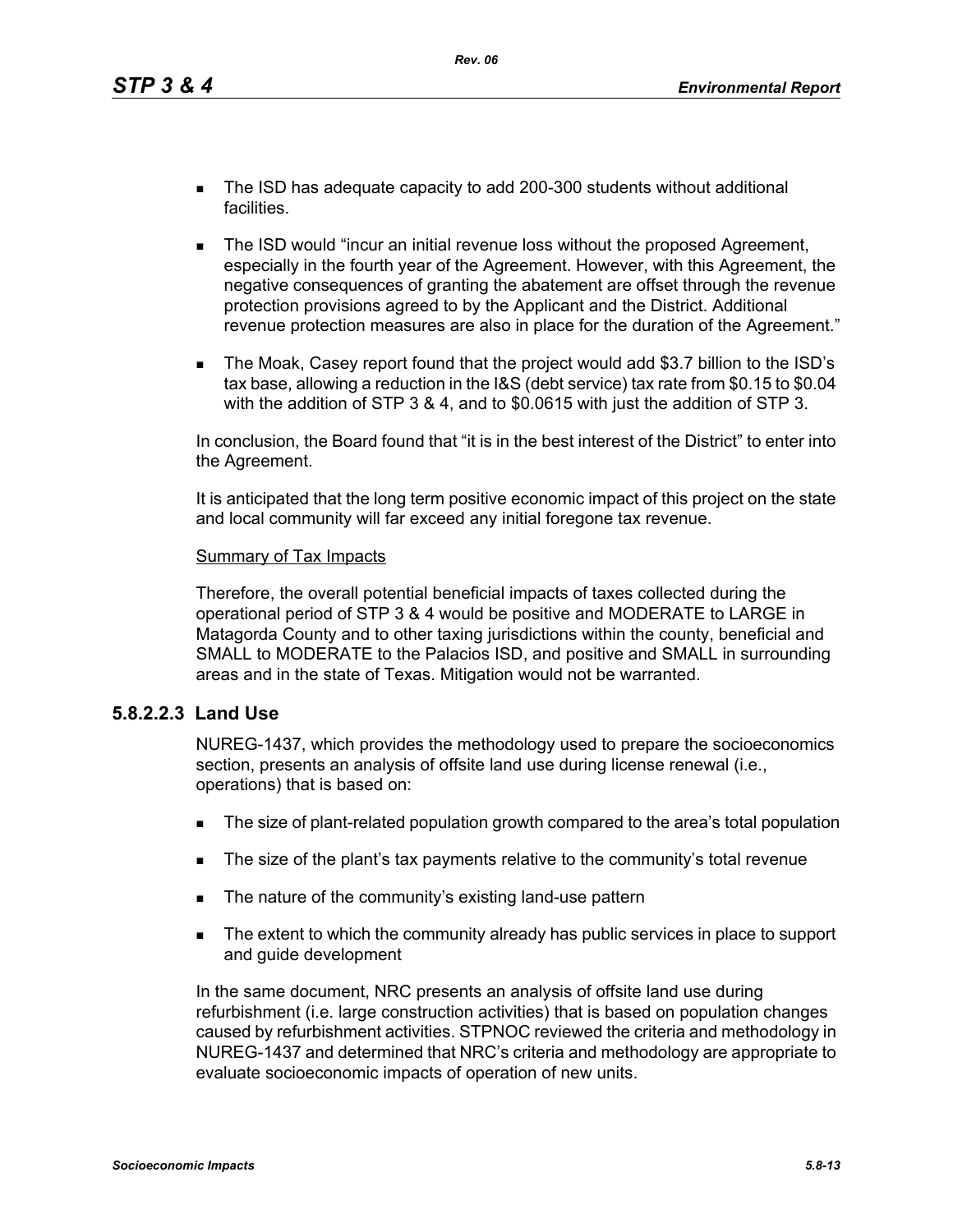- The ISD has adequate capacity to add 200-300 students without additional facilities.
- The ISD would "incur an initial revenue loss without the proposed Agreement, especially in the fourth year of the Agreement. However, with this Agreement, the negative consequences of granting the abatement are offset through the revenue protection provisions agreed to by the Applicant and the District. Additional revenue protection measures are also in place for the duration of the Agreement."
- The Moak, Casey report found that the project would add $3.7 billion to the ISD's tax base, allowing a reduction in the I&S (debt service) tax rate from $0.15 to $0.04 with the addition of STP 3 & 4, and to $0.0615 with just the addition of STP 3.

In conclusion, the Board found that "it is in the best interest of the District" to enter into the Agreement.

It is anticipated that the long term positive economic impact of this project on the state and local community will far exceed any initial foregone tax revenue.

<u>Summary of Tax Impacts</u>

Therefore, the overall potential beneficial impacts of taxes collected during the operational period of STP 3 & 4 would be positive and MODERATE to LARGE in Matagorda County and to other taxing jurisdictions within the county, beneficial and SMALL to MODERATE to the Palacios ISD, and positive and SMALL in surrounding areas and in the state of Texas. Mitigation would not be warranted.

#### 5.8.2.2.3 Land Use

NUREG-1437, which provides the methodology used to prepare the socioeconomics section, presents an analysis of offsite land use during license renewal (i.e., operations) that is based on:

- The size of plant-related population growth compared to the area's total population
- The size of the plant's tax payments relative to the community's total revenue
- The nature of the community's existing land-use pattern
- The extent to which the community already has public services in place to support and guide development

In the same document, NRC presents an analysis of offsite land use during refurbishment (i.e. large construction activities) that is based on population changes caused by refurbishment activities. STPNOC reviewed the criteria and methodology in NUREG-1437 and determined that NRC's criteria and methodology are appropriate to evaluate socioeconomic impacts of operation of new units.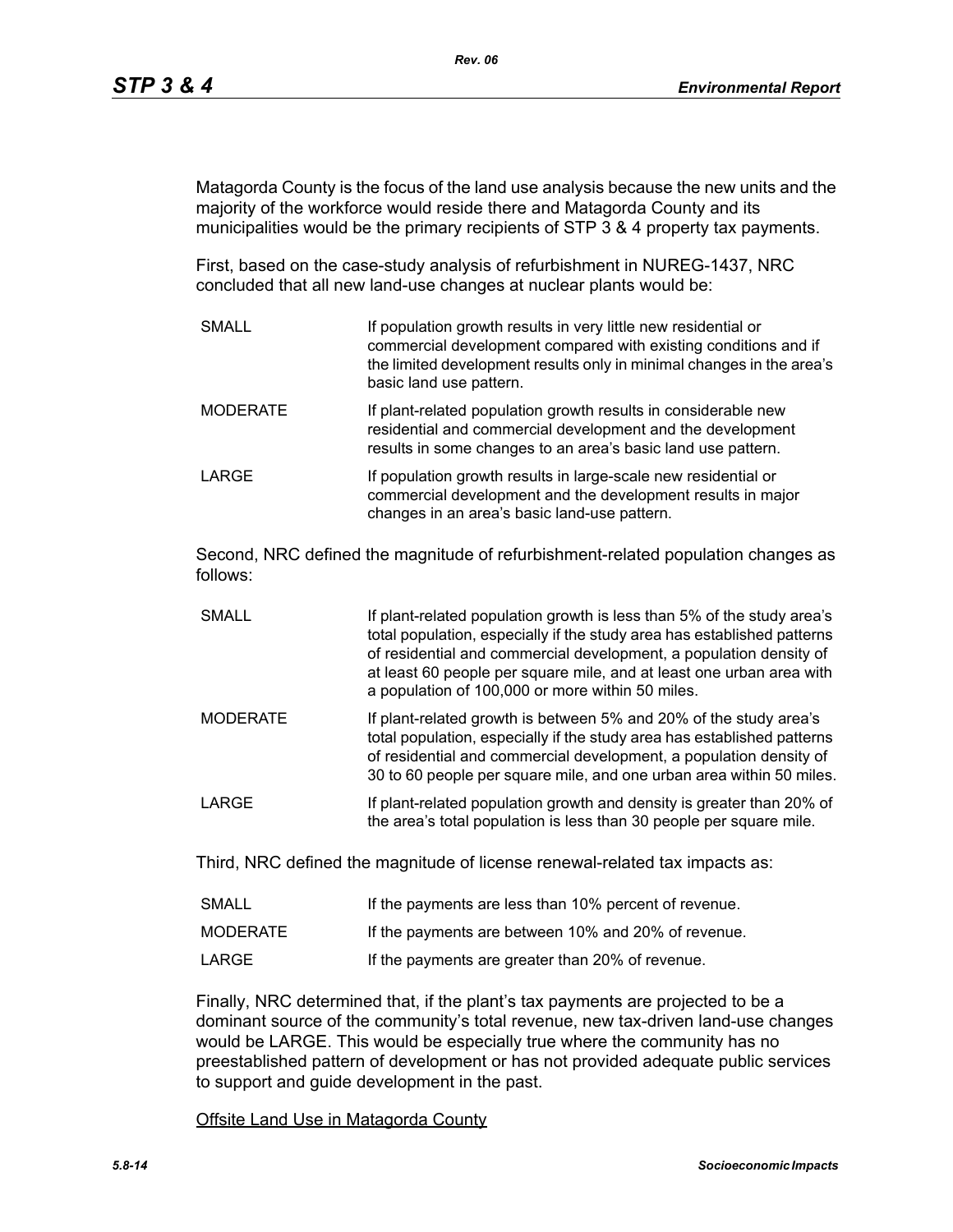Matagorda County is the focus of the land use analysis because the new units and the majority of the workforce would reside there and Matagorda County and its municipalities would be the primary recipients of STP 3 & 4 property tax payments.

First, based on the case-study analysis of refurbishment in NUREG-1437, NRC concluded that all new land-use changes at nuclear plants would be:

| | |
|---|---|
| SMALL | If population growth results in very little new residential or commercial development compared with existing conditions and if the limited development results only in minimal changes in the area's basic land use pattern. |
| MODERATE | If plant-related population growth results in considerable new residential and commercial development and the development results in some changes to an area's basic land use pattern. |
| LARGE | If population growth results in large-scale new residential or commercial development and the development results in major changes in an area's basic land-use pattern. |

Second, NRC defined the magnitude of refurbishment-related population changes as follows:

| | |
|---|---|
| SMALL | If plant-related population growth is less than 5% of the study area's total population, especially if the study area has established patterns of residential and commercial development, a population density of at least 60 people per square mile, and at least one urban area with a population of 100,000 or more within 50 miles. |
| MODERATE | If plant-related growth is between 5% and 20% of the study area's total population, especially if the study area has established patterns of residential and commercial development, a population density of 30 to 60 people per square mile, and one urban area within 50 miles. |
| LARGE | If plant-related population growth and density is greater than 20% of the area's total population is less than 30 people per square mile. |

Third, NRC defined the magnitude of license renewal-related tax impacts as:

| | |
|---|---|
| SMALL | If the payments are less than 10% percent of revenue. |
| MODERATE | If the payments are between 10% and 20% of revenue. |
| LARGE | If the payments are greater than 20% of revenue. |

Finally, NRC determined that, if the plant's tax payments are projected to be a dominant source of the community's total revenue, new tax-driven land-use changes would be LARGE. This would be especially true where the community has no preestablished pattern of development or has not provided adequate public services to support and guide development in the past.

<u>Offsite Land Use in Matagorda County</u>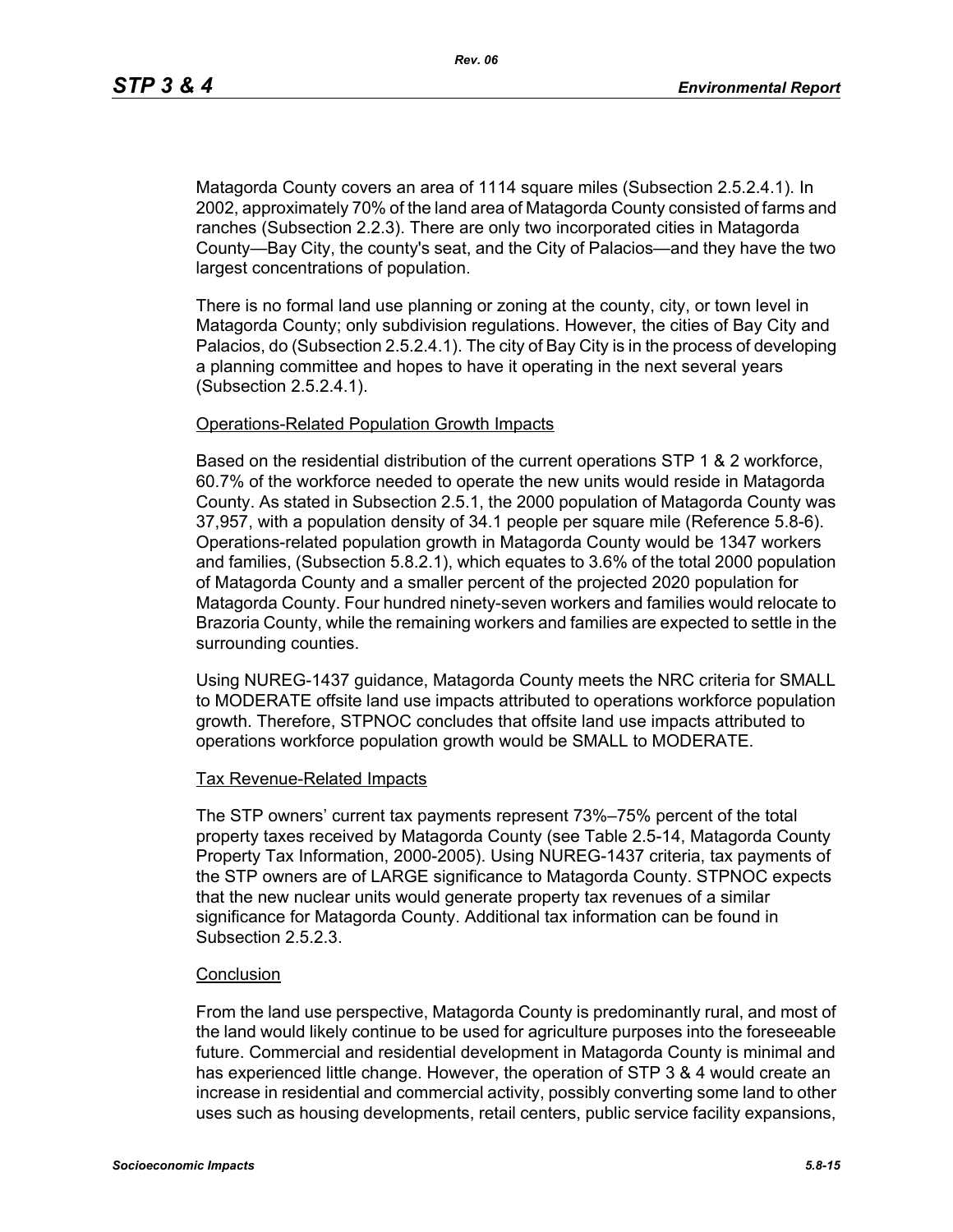Matagorda County covers an area of 1114 square miles (Subsection 2.5.2.4.1). In 2002, approximately 70% of the land area of Matagorda County consisted of farms and ranches (Subsection 2.2.3). There are only two incorporated cities in Matagorda County—Bay City, the county's seat, and the City of Palacios—and they have the two largest concentrations of population.

There is no formal land use planning or zoning at the county, city, or town level in Matagorda County; only subdivision regulations. However, the cities of Bay City and Palacios, do (Subsection 2.5.2.4.1). The city of Bay City is in the process of developing a planning committee and hopes to have it operating in the next several years (Subsection 2.5.2.4.1).

Operations-Related Population Growth Impacts

Based on the residential distribution of the current operations STP 1 & 2 workforce, 60.7% of the workforce needed to operate the new units would reside in Matagorda County. As stated in Subsection 2.5.1, the 2000 population of Matagorda County was 37,957, with a population density of 34.1 people per square mile (Reference 5.8-6). Operations-related population growth in Matagorda County would be 1347 workers and families, (Subsection 5.8.2.1), which equates to 3.6% of the total 2000 population of Matagorda County and a smaller percent of the projected 2020 population for Matagorda County. Four hundred ninety-seven workers and families would relocate to Brazoria County, while the remaining workers and families are expected to settle in the surrounding counties.

Using NUREG-1437 guidance, Matagorda County meets the NRC criteria for SMALL to MODERATE offsite land use impacts attributed to operations workforce population growth. Therefore, STPNOC concludes that offsite land use impacts attributed to operations workforce population growth would be SMALL to MODERATE.

Tax Revenue-Related Impacts

The STP owners' current tax payments represent 73%–75% percent of the total property taxes received by Matagorda County (see Table 2.5-14, Matagorda County Property Tax Information, 2000-2005). Using NUREG-1437 criteria, tax payments of the STP owners are of LARGE significance to Matagorda County. STPNOC expects that the new nuclear units would generate property tax revenues of a similar significance for Matagorda County. Additional tax information can be found in Subsection 2.5.2.3.

Conclusion

From the land use perspective, Matagorda County is predominantly rural, and most of the land would likely continue to be used for agriculture purposes into the foreseeable future. Commercial and residential development in Matagorda County is minimal and has experienced little change. However, the operation of STP 3 & 4 would create an increase in residential and commercial activity, possibly converting some land to other uses such as housing developments, retail centers, public service facility expansions,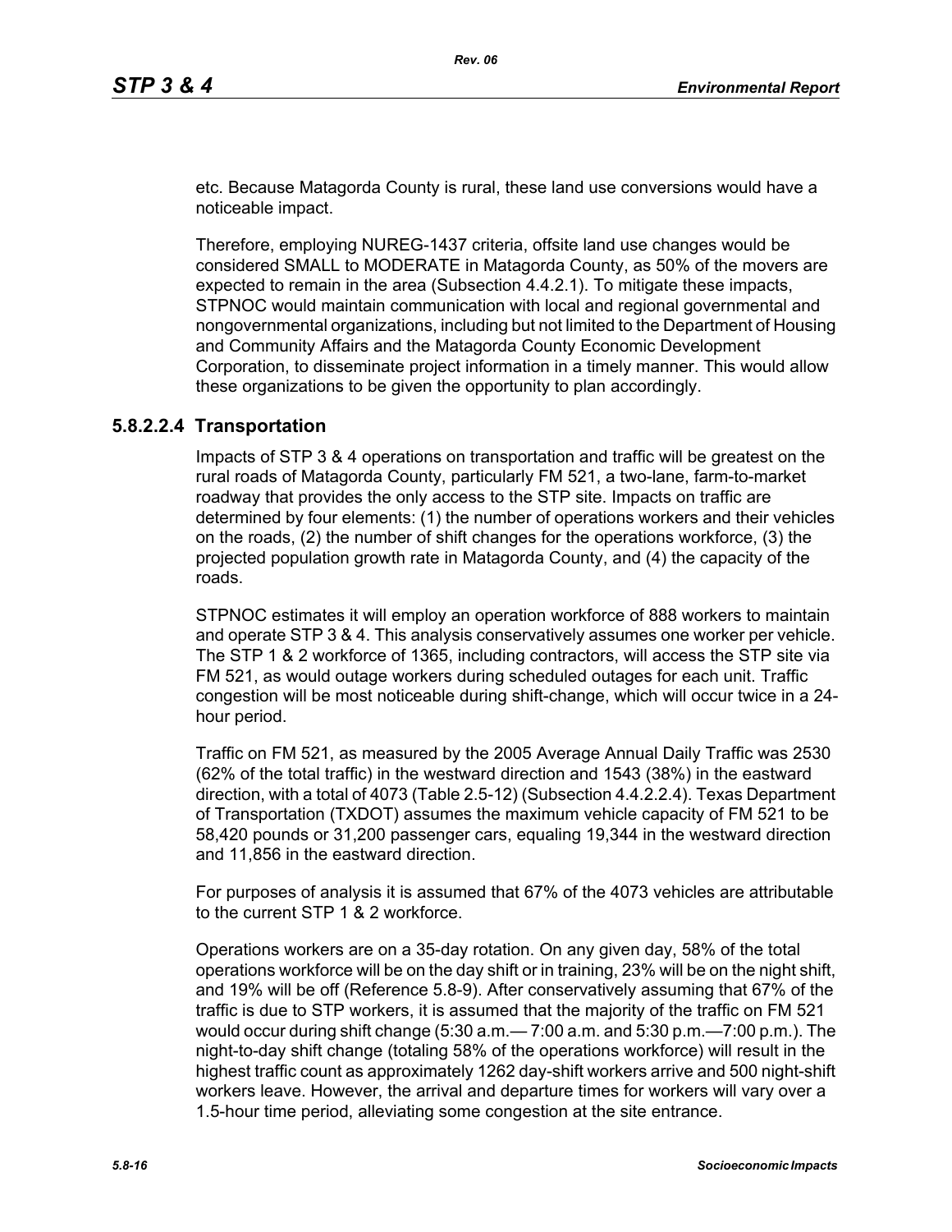etc. Because Matagorda County is rural, these land use conversions would have a noticeable impact.

Therefore, employing NUREG-1437 criteria, offsite land use changes would be considered SMALL to MODERATE in Matagorda County, as 50% of the movers are expected to remain in the area (Subsection 4.4.2.1). To mitigate these impacts, STPNOC would maintain communication with local and regional governmental and nongovernmental organizations, including but not limited to the Department of Housing and Community Affairs and the Matagorda County Economic Development Corporation, to disseminate project information in a timely manner. This would allow these organizations to be given the opportunity to plan accordingly.

### 5.8.2.2.4 Transportation

Impacts of STP 3 & 4 operations on transportation and traffic will be greatest on the rural roads of Matagorda County, particularly FM 521, a two-lane, farm-to-market roadway that provides the only access to the STP site. Impacts on traffic are determined by four elements: (1) the number of operations workers and their vehicles on the roads, (2) the number of shift changes for the operations workforce, (3) the projected population growth rate in Matagorda County, and (4) the capacity of the roads.

STPNOC estimates it will employ an operation workforce of 888 workers to maintain and operate STP 3 & 4. This analysis conservatively assumes one worker per vehicle. The STP 1 & 2 workforce of 1365, including contractors, will access the STP site via FM 521, as would outage workers during scheduled outages for each unit. Traffic congestion will be most noticeable during shift-change, which will occur twice in a 24-hour period.

Traffic on FM 521, as measured by the 2005 Average Annual Daily Traffic was 2530 (62% of the total traffic) in the westward direction and 1543 (38%) in the eastward direction, with a total of 4073 (Table 2.5-12) (Subsection 4.4.2.2.4). Texas Department of Transportation (TXDOT) assumes the maximum vehicle capacity of FM 521 to be 58,420 pounds or 31,200 passenger cars, equaling 19,344 in the westward direction and 11,856 in the eastward direction.

For purposes of analysis it is assumed that 67% of the 4073 vehicles are attributable to the current STP 1 & 2 workforce.

Operations workers are on a 35-day rotation. On any given day, 58% of the total operations workforce will be on the day shift or in training, 23% will be on the night shift, and 19% will be off (Reference 5.8-9). After conservatively assuming that 67% of the traffic is due to STP workers, it is assumed that the majority of the traffic on FM 521 would occur during shift change (5:30 a.m.— 7:00 a.m. and 5:30 p.m.—7:00 p.m.). The night-to-day shift change (totaling 58% of the operations workforce) will result in the highest traffic count as approximately 1262 day-shift workers arrive and 500 night-shift workers leave. However, the arrival and departure times for workers will vary over a 1.5-hour time period, alleviating some congestion at the site entrance.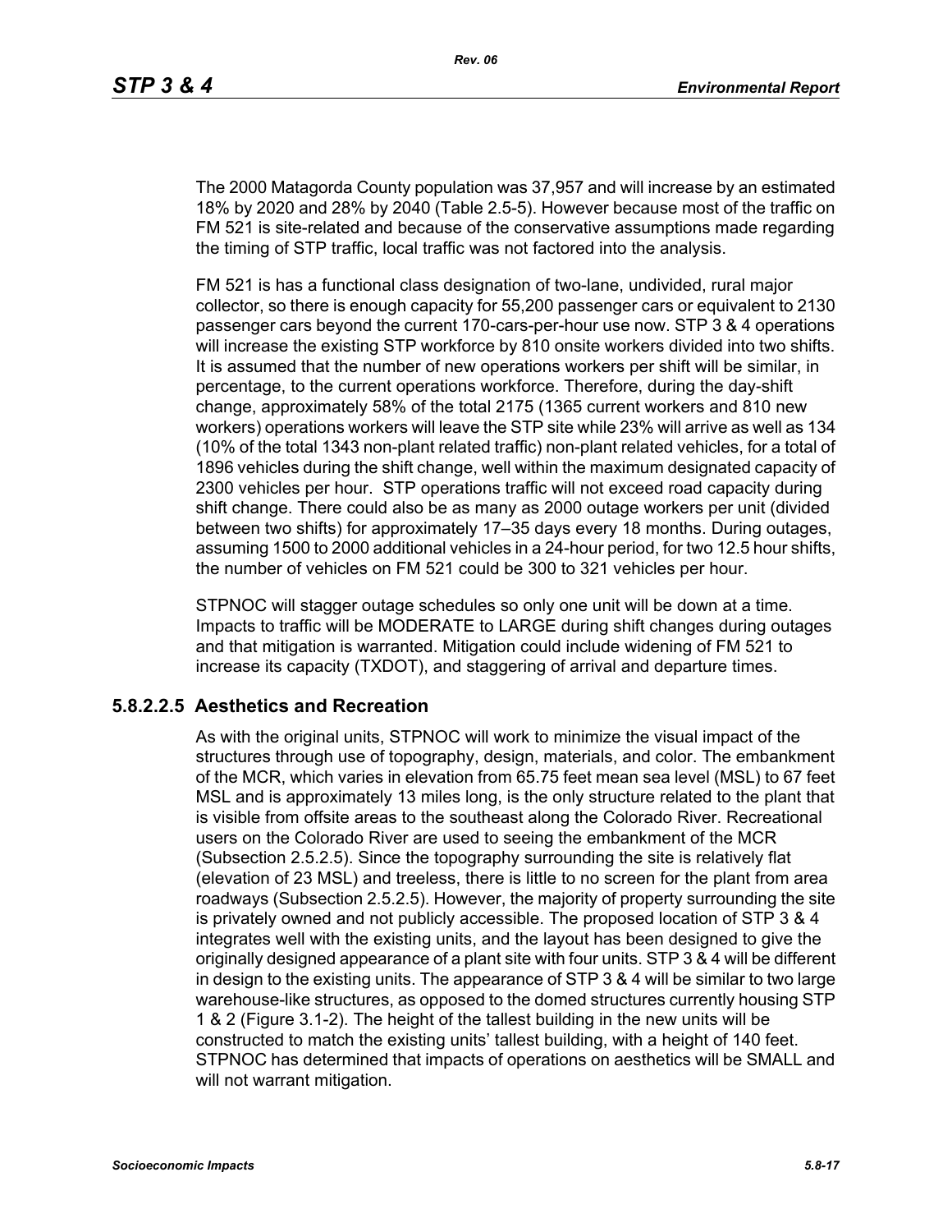The 2000 Matagorda County population was 37,957 and will increase by an estimated 18% by 2020 and 28% by 2040 (Table 2.5-5). However because most of the traffic on FM 521 is site-related and because of the conservative assumptions made regarding the timing of STP traffic, local traffic was not factored into the analysis.

FM 521 is has a functional class designation of two-lane, undivided, rural major collector, so there is enough capacity for 55,200 passenger cars or equivalent to 2130 passenger cars beyond the current 170-cars-per-hour use now. STP 3 & 4 operations will increase the existing STP workforce by 810 onsite workers divided into two shifts. It is assumed that the number of new operations workers per shift will be similar, in percentage, to the current operations workforce. Therefore, during the day-shift change, approximately 58% of the total 2175 (1365 current workers and 810 new workers) operations workers will leave the STP site while 23% will arrive as well as 134 (10% of the total 1343 non-plant related traffic) non-plant related vehicles, for a total of 1896 vehicles during the shift change, well within the maximum designated capacity of 2300 vehicles per hour. STP operations traffic will not exceed road capacity during shift change. There could also be as many as 2000 outage workers per unit (divided between two shifts) for approximately 17–35 days every 18 months. During outages, assuming 1500 to 2000 additional vehicles in a 24-hour period, for two 12.5 hour shifts, the number of vehicles on FM 521 could be 300 to 321 vehicles per hour.

STPNOC will stagger outage schedules so only one unit will be down at a time. Impacts to traffic will be MODERATE to LARGE during shift changes during outages and that mitigation is warranted. Mitigation could include widening of FM 521 to increase its capacity (TXDOT), and staggering of arrival and departure times.

### 5.8.2.2.5 Aesthetics and Recreation

As with the original units, STPNOC will work to minimize the visual impact of the structures through use of topography, design, materials, and color. The embankment of the MCR, which varies in elevation from 65.75 feet mean sea level (MSL) to 67 feet MSL and is approximately 13 miles long, is the only structure related to the plant that is visible from offsite areas to the southeast along the Colorado River. Recreational users on the Colorado River are used to seeing the embankment of the MCR (Subsection 2.5.2.5). Since the topography surrounding the site is relatively flat (elevation of 23 MSL) and treeless, there is little to no screen for the plant from area roadways (Subsection 2.5.2.5). However, the majority of property surrounding the site is privately owned and not publicly accessible. The proposed location of STP 3 & 4 integrates well with the existing units, and the layout has been designed to give the originally designed appearance of a plant site with four units. STP 3 & 4 will be different in design to the existing units. The appearance of STP 3 & 4 will be similar to two large warehouse-like structures, as opposed to the domed structures currently housing STP 1 & 2 (Figure 3.1-2). The height of the tallest building in the new units will be constructed to match the existing units' tallest building, with a height of 140 feet. STPNOC has determined that impacts of operations on aesthetics will be SMALL and will not warrant mitigation.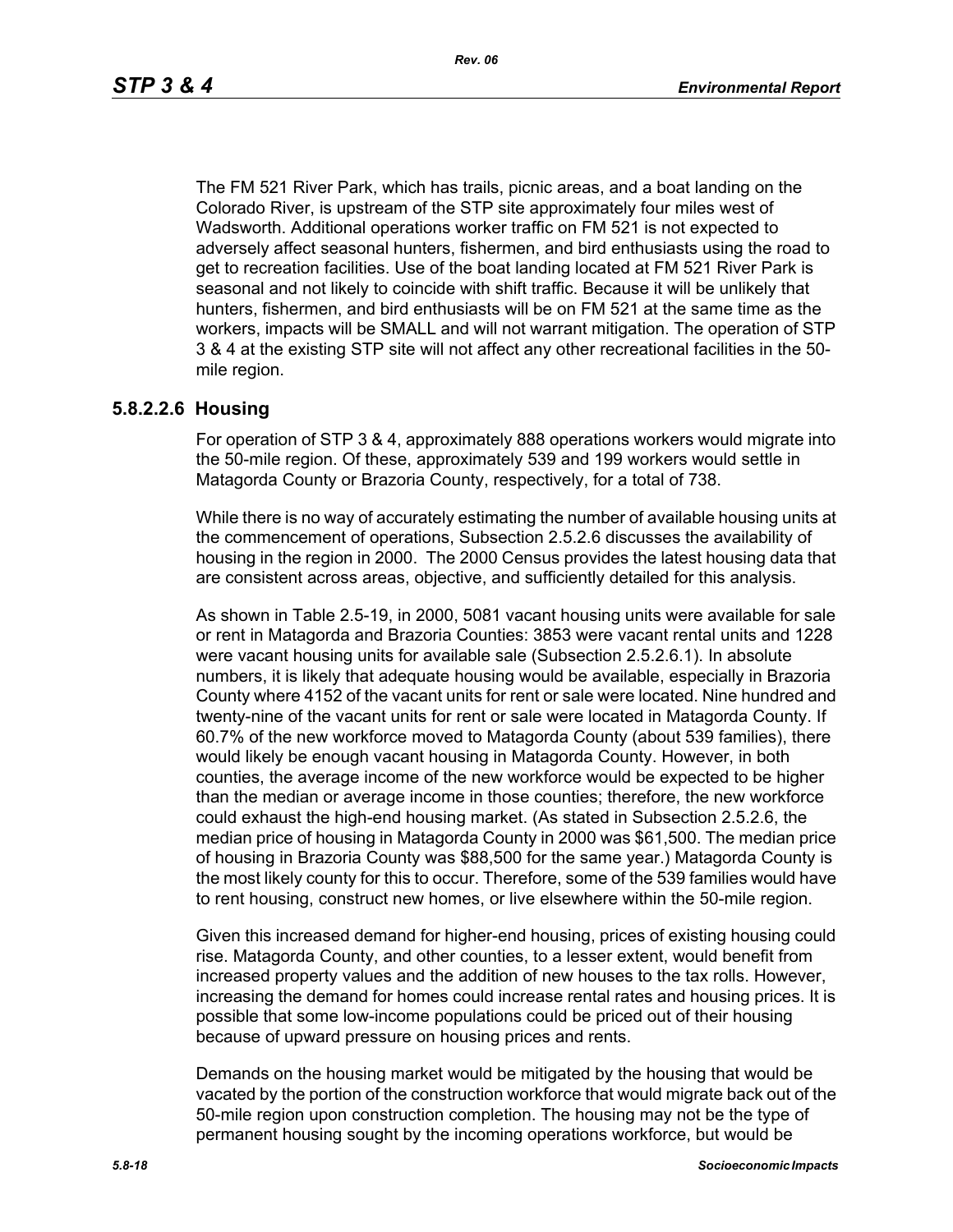The FM 521 River Park, which has trails, picnic areas, and a boat landing on the Colorado River, is upstream of the STP site approximately four miles west of Wadsworth. Additional operations worker traffic on FM 521 is not expected to adversely affect seasonal hunters, fishermen, and bird enthusiasts using the road to get to recreation facilities. Use of the boat landing located at FM 521 River Park is seasonal and not likely to coincide with shift traffic. Because it will be unlikely that hunters, fishermen, and bird enthusiasts will be on FM 521 at the same time as the workers, impacts will be SMALL and will not warrant mitigation. The operation of STP 3 & 4 at the existing STP site will not affect any other recreational facilities in the 50-mile region.

### 5.8.2.2.6 Housing

For operation of STP 3 & 4, approximately 888 operations workers would migrate into the 50-mile region. Of these, approximately 539 and 199 workers would settle in Matagorda County or Brazoria County, respectively, for a total of 738.

While there is no way of accurately estimating the number of available housing units at the commencement of operations, Subsection 2.5.2.6 discusses the availability of housing in the region in 2000. The 2000 Census provides the latest housing data that are consistent across areas, objective, and sufficiently detailed for this analysis.

As shown in Table 2.5-19, in 2000, 5081 vacant housing units were available for sale or rent in Matagorda and Brazoria Counties: 3853 were vacant rental units and 1228 were vacant housing units for available sale (Subsection 2.5.2.6.1). In absolute numbers, it is likely that adequate housing would be available, especially in Brazoria County where 4152 of the vacant units for rent or sale were located. Nine hundred and twenty-nine of the vacant units for rent or sale were located in Matagorda County. If 60.7% of the new workforce moved to Matagorda County (about 539 families), there would likely be enough vacant housing in Matagorda County. However, in both counties, the average income of the new workforce would be expected to be higher than the median or average income in those counties; therefore, the new workforce could exhaust the high-end housing market. (As stated in Subsection 2.5.2.6, the median price of housing in Matagorda County in 2000 was $61,500. The median price of housing in Brazoria County was $88,500 for the same year.) Matagorda County is the most likely county for this to occur. Therefore, some of the 539 families would have to rent housing, construct new homes, or live elsewhere within the 50-mile region.

Given this increased demand for higher-end housing, prices of existing housing could rise. Matagorda County, and other counties, to a lesser extent, would benefit from increased property values and the addition of new houses to the tax rolls. However, increasing the demand for homes could increase rental rates and housing prices. It is possible that some low-income populations could be priced out of their housing because of upward pressure on housing prices and rents.

Demands on the housing market would be mitigated by the housing that would be vacated by the portion of the construction workforce that would migrate back out of the 50-mile region upon construction completion. The housing may not be the type of permanent housing sought by the incoming operations workforce, but would be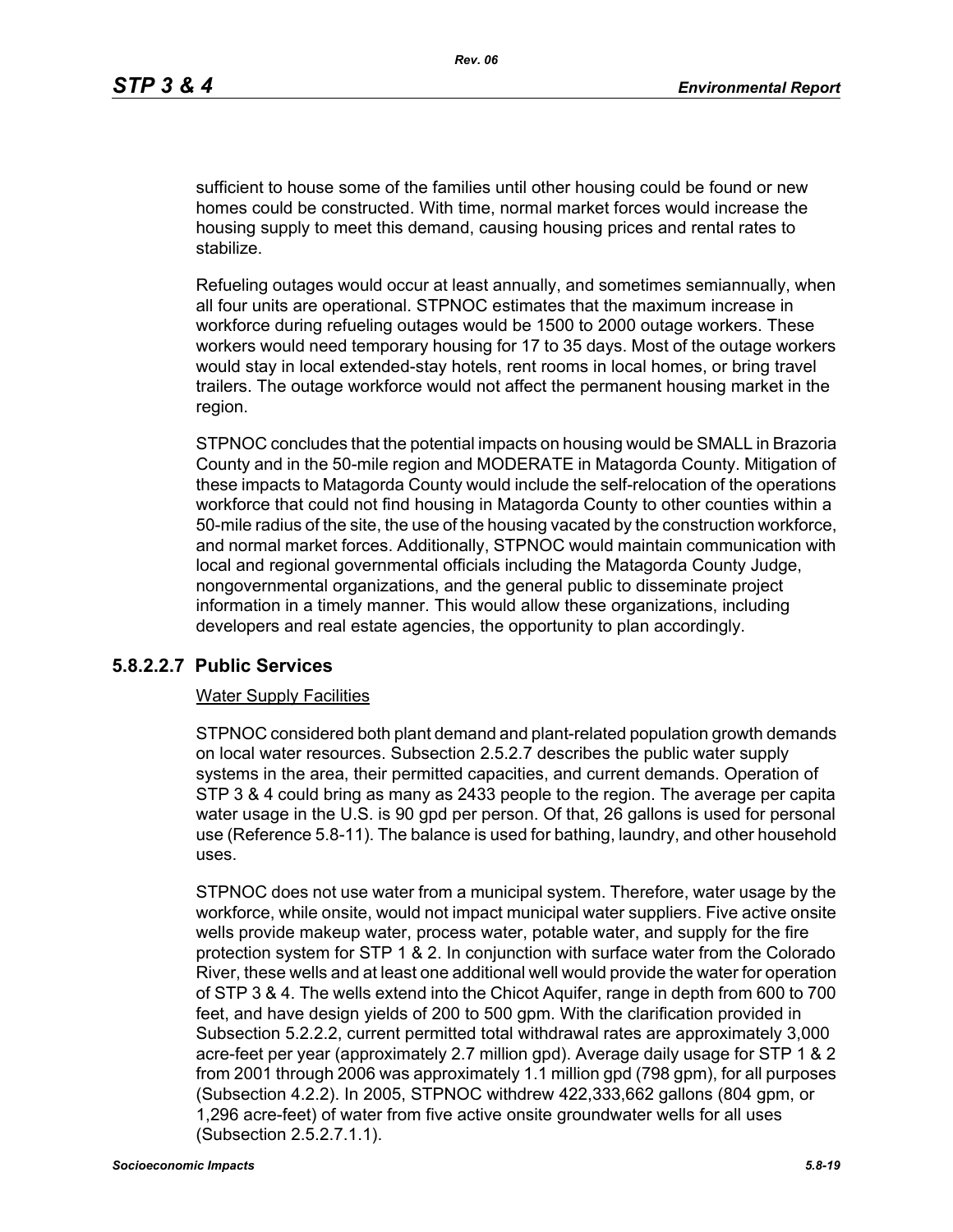sufficient to house some of the families until other housing could be found or new homes could be constructed. With time, normal market forces would increase the housing supply to meet this demand, causing housing prices and rental rates to stabilize.

Refueling outages would occur at least annually, and sometimes semiannually, when all four units are operational. STPNOC estimates that the maximum increase in workforce during refueling outages would be 1500 to 2000 outage workers. These workers would need temporary housing for 17 to 35 days. Most of the outage workers would stay in local extended-stay hotels, rent rooms in local homes, or bring travel trailers. The outage workforce would not affect the permanent housing market in the region.

STPNOC concludes that the potential impacts on housing would be SMALL in Brazoria County and in the 50-mile region and MODERATE in Matagorda County. Mitigation of these impacts to Matagorda County would include the self-relocation of the operations workforce that could not find housing in Matagorda County to other counties within a 50-mile radius of the site, the use of the housing vacated by the construction workforce, and normal market forces. Additionally, STPNOC would maintain communication with local and regional governmental officials including the Matagorda County Judge, nongovernmental organizations, and the general public to disseminate project information in a timely manner. This would allow these organizations, including developers and real estate agencies, the opportunity to plan accordingly.

### 5.8.2.2.7 Public Services

Water Supply Facilities

STPNOC considered both plant demand and plant-related population growth demands on local water resources. Subsection 2.5.2.7 describes the public water supply systems in the area, their permitted capacities, and current demands. Operation of STP 3 & 4 could bring as many as 2433 people to the region. The average per capita water usage in the U.S. is 90 gpd per person. Of that, 26 gallons is used for personal use (Reference 5.8-11). The balance is used for bathing, laundry, and other household uses.

STPNOC does not use water from a municipal system. Therefore, water usage by the workforce, while onsite, would not impact municipal water suppliers. Five active onsite wells provide makeup water, process water, potable water, and supply for the fire protection system for STP 1 & 2. In conjunction with surface water from the Colorado River, these wells and at least one additional well would provide the water for operation of STP 3 & 4. The wells extend into the Chicot Aquifer, range in depth from 600 to 700 feet, and have design yields of 200 to 500 gpm. With the clarification provided in Subsection 5.2.2.2, current permitted total withdrawal rates are approximately 3,000 acre-feet per year (approximately 2.7 million gpd). Average daily usage for STP 1 & 2 from 2001 through 2006 was approximately 1.1 million gpd (798 gpm), for all purposes (Subsection 4.2.2). In 2005, STPNOC withdrew 422,333,662 gallons (804 gpm, or 1,296 acre-feet) of water from five active onsite groundwater wells for all uses (Subsection 2.5.2.7.1.1).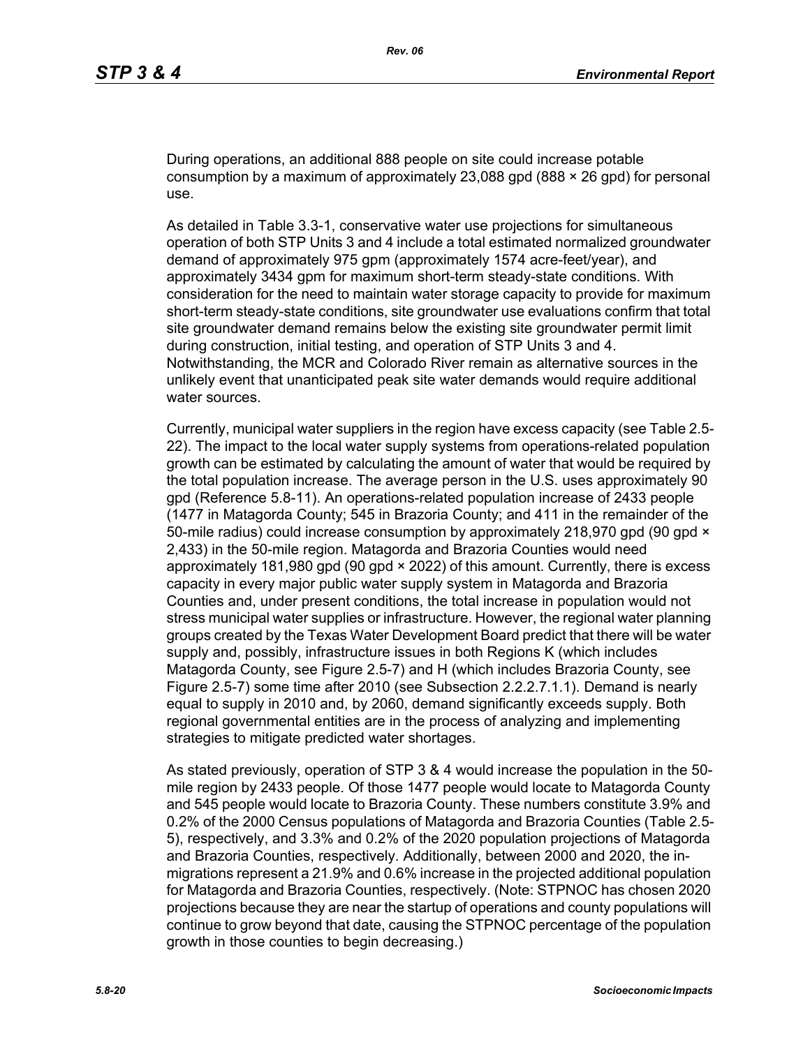During operations, an additional 888 people on site could increase potable consumption by a maximum of approximately 23,088 gpd (888 × 26 gpd) for personal use.

As detailed in Table 3.3-1, conservative water use projections for simultaneous operation of both STP Units 3 and 4 include a total estimated normalized groundwater demand of approximately 975 gpm (approximately 1574 acre-feet/year), and approximately 3434 gpm for maximum short-term steady-state conditions. With consideration for the need to maintain water storage capacity to provide for maximum short-term steady-state conditions, site groundwater use evaluations confirm that total site groundwater demand remains below the existing site groundwater permit limit during construction, initial testing, and operation of STP Units 3 and 4. Notwithstanding, the MCR and Colorado River remain as alternative sources in the unlikely event that unanticipated peak site water demands would require additional water sources.

Currently, municipal water suppliers in the region have excess capacity (see Table 2.5-22). The impact to the local water supply systems from operations-related population growth can be estimated by calculating the amount of water that would be required by the total population increase. The average person in the U.S. uses approximately 90 gpd (Reference 5.8-11). An operations-related population increase of 2433 people (1477 in Matagorda County; 545 in Brazoria County; and 411 in the remainder of the 50-mile radius) could increase consumption by approximately 218,970 gpd (90 gpd × 2,433) in the 50-mile region. Matagorda and Brazoria Counties would need approximately 181,980 gpd (90 gpd × 2022) of this amount. Currently, there is excess capacity in every major public water supply system in Matagorda and Brazoria Counties and, under present conditions, the total increase in population would not stress municipal water supplies or infrastructure. However, the regional water planning groups created by the Texas Water Development Board predict that there will be water supply and, possibly, infrastructure issues in both Regions K (which includes Matagorda County, see Figure 2.5-7) and H (which includes Brazoria County, see Figure 2.5-7) some time after 2010 (see Subsection 2.2.2.7.1.1). Demand is nearly equal to supply in 2010 and, by 2060, demand significantly exceeds supply. Both regional governmental entities are in the process of analyzing and implementing strategies to mitigate predicted water shortages.

As stated previously, operation of STP 3 & 4 would increase the population in the 50-mile region by 2433 people. Of those 1477 people would locate to Matagorda County and 545 people would locate to Brazoria County. These numbers constitute 3.9% and 0.2% of the 2000 Census populations of Matagorda and Brazoria Counties (Table 2.5-5), respectively, and 3.3% and 0.2% of the 2020 population projections of Matagorda and Brazoria Counties, respectively. Additionally, between 2000 and 2020, the in-migrations represent a 21.9% and 0.6% increase in the projected additional population for Matagorda and Brazoria Counties, respectively. (Note: STPNOC has chosen 2020 projections because they are near the startup of operations and county populations will continue to grow beyond that date, causing the STPNOC percentage of the population growth in those counties to begin decreasing.)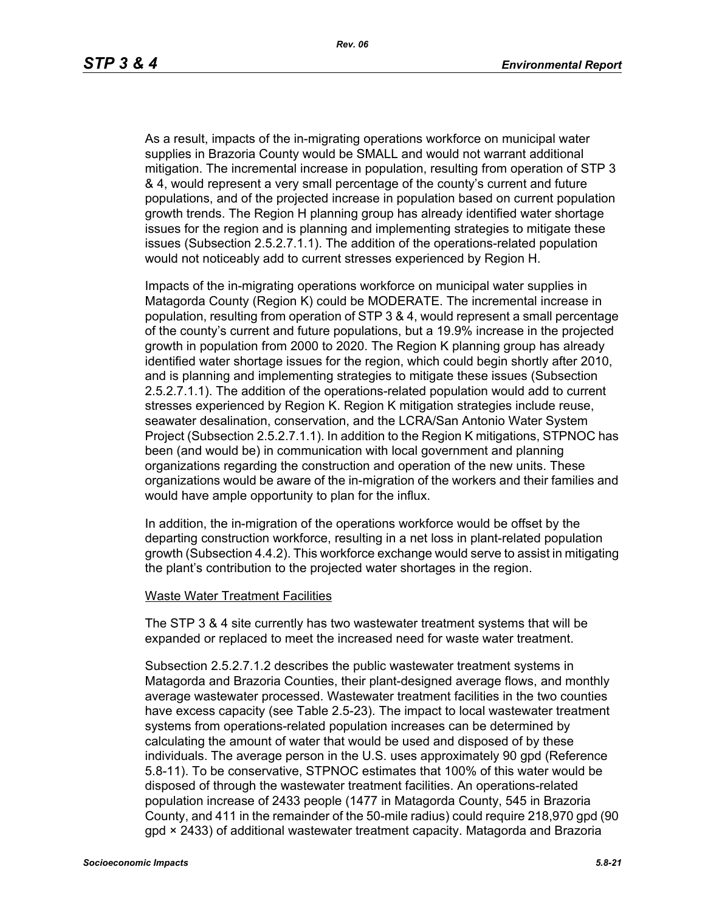As a result, impacts of the in-migrating operations workforce on municipal water supplies in Brazoria County would be SMALL and would not warrant additional mitigation. The incremental increase in population, resulting from operation of STP 3 & 4, would represent a very small percentage of the county's current and future populations, and of the projected increase in population based on current population growth trends. The Region H planning group has already identified water shortage issues for the region and is planning and implementing strategies to mitigate these issues (Subsection 2.5.2.7.1.1). The addition of the operations-related population would not noticeably add to current stresses experienced by Region H.

Impacts of the in-migrating operations workforce on municipal water supplies in Matagorda County (Region K) could be MODERATE. The incremental increase in population, resulting from operation of STP 3 & 4, would represent a small percentage of the county's current and future populations, but a 19.9% increase in the projected growth in population from 2000 to 2020. The Region K planning group has already identified water shortage issues for the region, which could begin shortly after 2010, and is planning and implementing strategies to mitigate these issues (Subsection 2.5.2.7.1.1). The addition of the operations-related population would add to current stresses experienced by Region K. Region K mitigation strategies include reuse, seawater desalination, conservation, and the LCRA/San Antonio Water System Project (Subsection 2.5.2.7.1.1). In addition to the Region K mitigations, STPNOC has been (and would be) in communication with local government and planning organizations regarding the construction and operation of the new units. These organizations would be aware of the in-migration of the workers and their families and would have ample opportunity to plan for the influx.

In addition, the in-migration of the operations workforce would be offset by the departing construction workforce, resulting in a net loss in plant-related population growth (Subsection 4.4.2). This workforce exchange would serve to assist in mitigating the plant's contribution to the projected water shortages in the region.

Waste Water Treatment Facilities

The STP 3 & 4 site currently has two wastewater treatment systems that will be expanded or replaced to meet the increased need for waste water treatment.

Subsection 2.5.2.7.1.2 describes the public wastewater treatment systems in Matagorda and Brazoria Counties, their plant-designed average flows, and monthly average wastewater processed. Wastewater treatment facilities in the two counties have excess capacity (see Table 2.5-23). The impact to local wastewater treatment systems from operations-related population increases can be determined by calculating the amount of water that would be used and disposed of by these individuals. The average person in the U.S. uses approximately 90 gpd (Reference 5.8-11). To be conservative, STPNOC estimates that 100% of this water would be disposed of through the wastewater treatment facilities. An operations-related population increase of 2433 people (1477 in Matagorda County, 545 in Brazoria County, and 411 in the remainder of the 50-mile radius) could require 218,970 gpd (90 gpd × 2433) of additional wastewater treatment capacity. Matagorda and Brazoria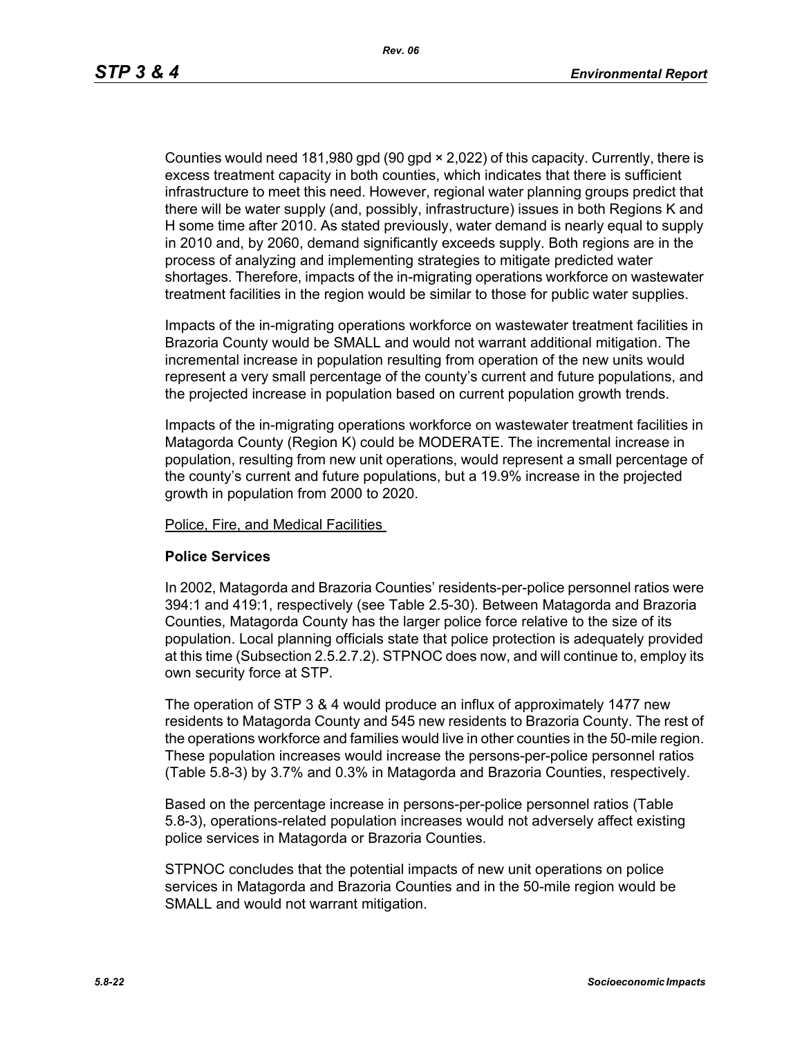Counties would need 181,980 gpd (90 gpd × 2,022) of this capacity. Currently, there is excess treatment capacity in both counties, which indicates that there is sufficient infrastructure to meet this need. However, regional water planning groups predict that there will be water supply (and, possibly, infrastructure) issues in both Regions K and H some time after 2010. As stated previously, water demand is nearly equal to supply in 2010 and, by 2060, demand significantly exceeds supply. Both regions are in the process of analyzing and implementing strategies to mitigate predicted water shortages. Therefore, impacts of the in-migrating operations workforce on wastewater treatment facilities in the region would be similar to those for public water supplies.

Impacts of the in-migrating operations workforce on wastewater treatment facilities in Brazoria County would be SMALL and would not warrant additional mitigation. The incremental increase in population resulting from operation of the new units would represent a very small percentage of the county's current and future populations, and the projected increase in population based on current population growth trends.

Impacts of the in-migrating operations workforce on wastewater treatment facilities in Matagorda County (Region K) could be MODERATE. The incremental increase in population, resulting from new unit operations, would represent a small percentage of the county's current and future populations, but a 19.9% increase in the projected growth in population from 2000 to 2020.

Police, Fire, and Medical Facilities

**Police Services**

In 2002, Matagorda and Brazoria Counties' residents-per-police personnel ratios were 394:1 and 419:1, respectively (see Table 2.5-30). Between Matagorda and Brazoria Counties, Matagorda County has the larger police force relative to the size of its population. Local planning officials state that police protection is adequately provided at this time (Subsection 2.5.2.7.2). STPNOC does now, and will continue to, employ its own security force at STP.

The operation of STP 3 & 4 would produce an influx of approximately 1477 new residents to Matagorda County and 545 new residents to Brazoria County. The rest of the operations workforce and families would live in other counties in the 50-mile region. These population increases would increase the persons-per-police personnel ratios (Table 5.8-3) by 3.7% and 0.3% in Matagorda and Brazoria Counties, respectively.

Based on the percentage increase in persons-per-police personnel ratios (Table 5.8-3), operations-related population increases would not adversely affect existing police services in Matagorda or Brazoria Counties.

STPNOC concludes that the potential impacts of new unit operations on police services in Matagorda and Brazoria Counties and in the 50-mile region would be SMALL and would not warrant mitigation.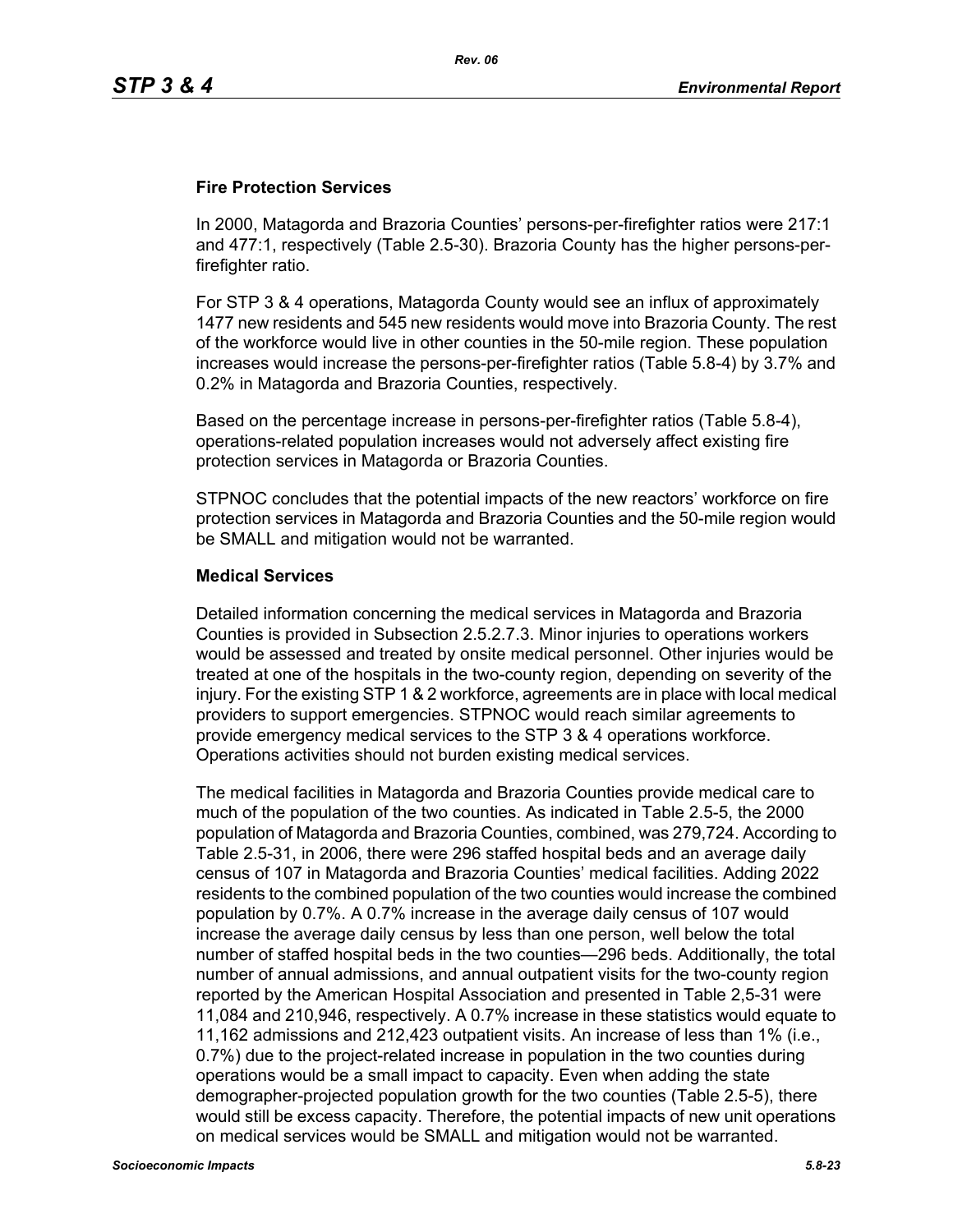### Fire Protection Services

In 2000, Matagorda and Brazoria Counties' persons-per-firefighter ratios were 217:1 and 477:1, respectively (Table 2.5-30). Brazoria County has the higher persons-per-firefighter ratio.

For STP 3 & 4 operations, Matagorda County would see an influx of approximately 1477 new residents and 545 new residents would move into Brazoria County. The rest of the workforce would live in other counties in the 50-mile region. These population increases would increase the persons-per-firefighter ratios (Table 5.8-4) by 3.7% and 0.2% in Matagorda and Brazoria Counties, respectively.

Based on the percentage increase in persons-per-firefighter ratios (Table 5.8-4), operations-related population increases would not adversely affect existing fire protection services in Matagorda or Brazoria Counties.

STPNOC concludes that the potential impacts of the new reactors' workforce on fire protection services in Matagorda and Brazoria Counties and the 50-mile region would be SMALL and mitigation would not be warranted.

### Medical Services

Detailed information concerning the medical services in Matagorda and Brazoria Counties is provided in Subsection 2.5.2.7.3. Minor injuries to operations workers would be assessed and treated by onsite medical personnel. Other injuries would be treated at one of the hospitals in the two-county region, depending on severity of the injury. For the existing STP 1 & 2 workforce, agreements are in place with local medical providers to support emergencies. STPNOC would reach similar agreements to provide emergency medical services to the STP 3 & 4 operations workforce. Operations activities should not burden existing medical services.

The medical facilities in Matagorda and Brazoria Counties provide medical care to much of the population of the two counties. As indicated in Table 2.5-5, the 2000 population of Matagorda and Brazoria Counties, combined, was 279,724. According to Table 2.5-31, in 2006, there were 296 staffed hospital beds and an average daily census of 107 in Matagorda and Brazoria Counties' medical facilities. Adding 2022 residents to the combined population of the two counties would increase the combined population by 0.7%. A 0.7% increase in the average daily census of 107 would increase the average daily census by less than one person, well below the total number of staffed hospital beds in the two counties—296 beds. Additionally, the total number of annual admissions, and annual outpatient visits for the two-county region reported by the American Hospital Association and presented in Table 2,5-31 were 11,084 and 210,946, respectively. A 0.7% increase in these statistics would equate to 11,162 admissions and 212,423 outpatient visits. An increase of less than 1% (i.e., 0.7%) due to the project-related increase in population in the two counties during operations would be a small impact to capacity. Even when adding the state demographer-projected population growth for the two counties (Table 2.5-5), there would still be excess capacity. Therefore, the potential impacts of new unit operations on medical services would be SMALL and mitigation would not be warranted.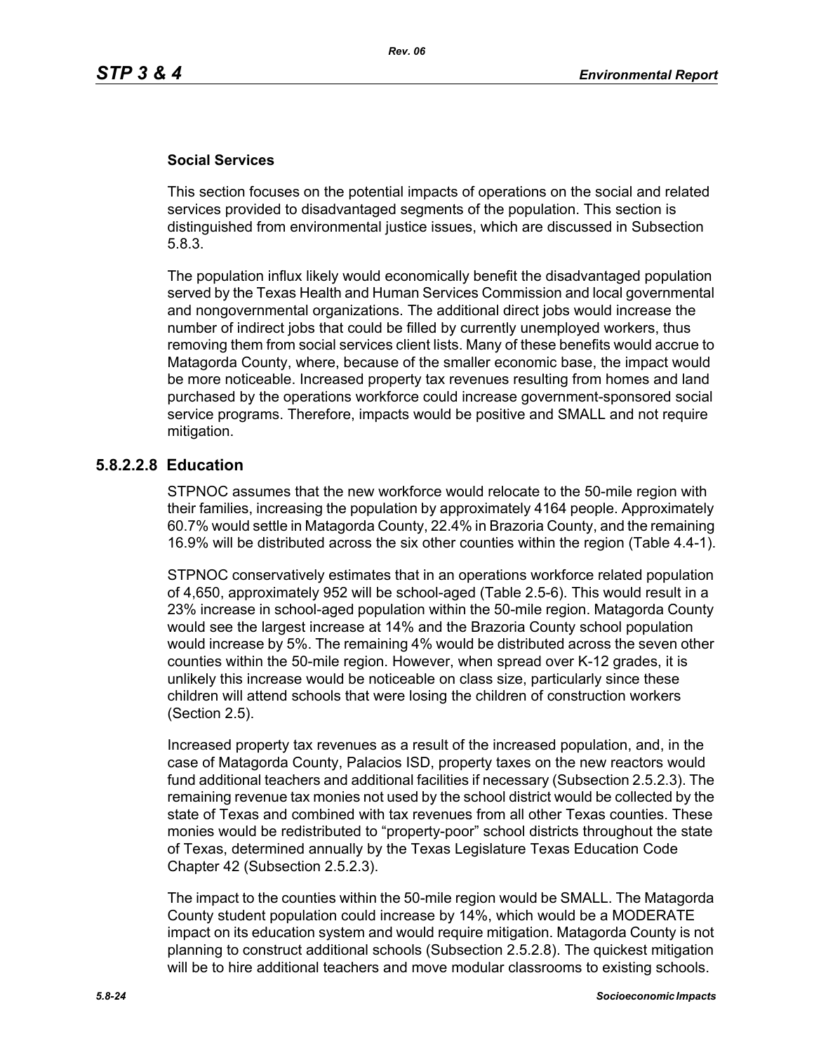**Social Services**

This section focuses on the potential impacts of operations on the social and related services provided to disadvantaged segments of the population. This section is distinguished from environmental justice issues, which are discussed in Subsection 5.8.3.

The population influx likely would economically benefit the disadvantaged population served by the Texas Health and Human Services Commission and local governmental and nongovernmental organizations. The additional direct jobs would increase the number of indirect jobs that could be filled by currently unemployed workers, thus removing them from social services client lists. Many of these benefits would accrue to Matagorda County, where, because of the smaller economic base, the impact would be more noticeable. Increased property tax revenues resulting from homes and land purchased by the operations workforce could increase government-sponsored social service programs. Therefore, impacts would be positive and SMALL and not require mitigation.

### 5.8.2.2.8 Education

STPNOC assumes that the new workforce would relocate to the 50-mile region with their families, increasing the population by approximately 4164 people. Approximately 60.7% would settle in Matagorda County, 22.4% in Brazoria County, and the remaining 16.9% will be distributed across the six other counties within the region (Table 4.4-1).

STPNOC conservatively estimates that in an operations workforce related population of 4,650, approximately 952 will be school-aged (Table 2.5-6). This would result in a 23% increase in school-aged population within the 50-mile region. Matagorda County would see the largest increase at 14% and the Brazoria County school population would increase by 5%. The remaining 4% would be distributed across the seven other counties within the 50-mile region. However, when spread over K-12 grades, it is unlikely this increase would be noticeable on class size, particularly since these children will attend schools that were losing the children of construction workers (Section 2.5).

Increased property tax revenues as a result of the increased population, and, in the case of Matagorda County, Palacios ISD, property taxes on the new reactors would fund additional teachers and additional facilities if necessary (Subsection 2.5.2.3). The remaining revenue tax monies not used by the school district would be collected by the state of Texas and combined with tax revenues from all other Texas counties. These monies would be redistributed to "property-poor" school districts throughout the state of Texas, determined annually by the Texas Legislature Texas Education Code Chapter 42 (Subsection 2.5.2.3).

The impact to the counties within the 50-mile region would be SMALL. The Matagorda County student population could increase by 14%, which would be a MODERATE impact on its education system and would require mitigation. Matagorda County is not planning to construct additional schools (Subsection 2.5.2.8). The quickest mitigation will be to hire additional teachers and move modular classrooms to existing schools.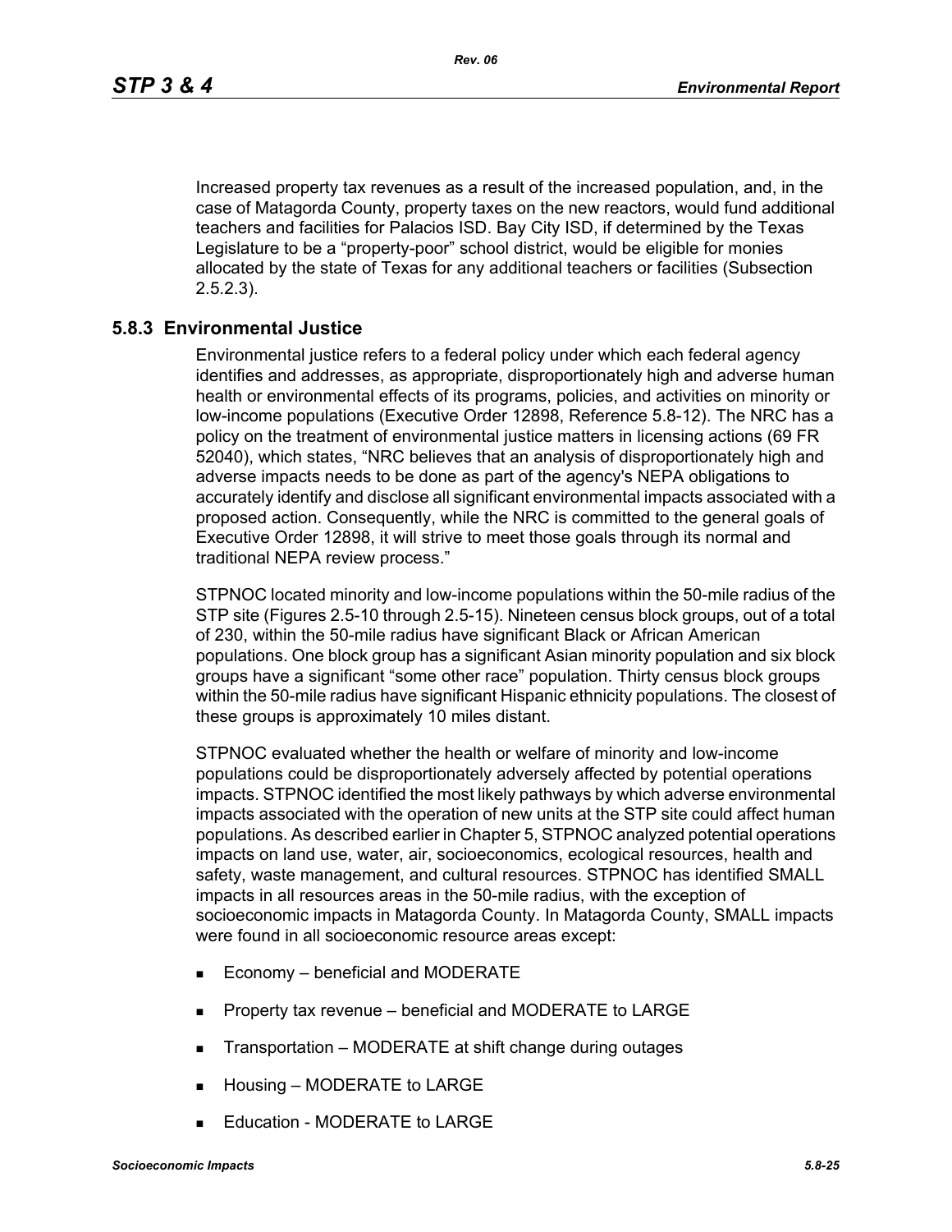Increased property tax revenues as a result of the increased population, and, in the case of Matagorda County, property taxes on the new reactors, would fund additional teachers and facilities for Palacios ISD. Bay City ISD, if determined by the Texas Legislature to be a "property-poor" school district, would be eligible for monies allocated by the state of Texas for any additional teachers or facilities (Subsection 2.5.2.3).

## 5.8.3 Environmental Justice

Environmental justice refers to a federal policy under which each federal agency identifies and addresses, as appropriate, disproportionately high and adverse human health or environmental effects of its programs, policies, and activities on minority or low-income populations (Executive Order 12898, Reference 5.8-12). The NRC has a policy on the treatment of environmental justice matters in licensing actions (69 FR 52040), which states, "NRC believes that an analysis of disproportionately high and adverse impacts needs to be done as part of the agency's NEPA obligations to accurately identify and disclose all significant environmental impacts associated with a proposed action. Consequently, while the NRC is committed to the general goals of Executive Order 12898, it will strive to meet those goals through its normal and traditional NEPA review process."

STPNOC located minority and low-income populations within the 50-mile radius of the STP site (Figures 2.5-10 through 2.5-15). Nineteen census block groups, out of a total of 230, within the 50-mile radius have significant Black or African American populations. One block group has a significant Asian minority population and six block groups have a significant "some other race" population. Thirty census block groups within the 50-mile radius have significant Hispanic ethnicity populations. The closest of these groups is approximately 10 miles distant.

STPNOC evaluated whether the health or welfare of minority and low-income populations could be disproportionately adversely affected by potential operations impacts. STPNOC identified the most likely pathways by which adverse environmental impacts associated with the operation of new units at the STP site could affect human populations. As described earlier in Chapter 5, STPNOC analyzed potential operations impacts on land use, water, air, socioeconomics, ecological resources, health and safety, waste management, and cultural resources. STPNOC has identified SMALL impacts in all resources areas in the 50-mile radius, with the exception of socioeconomic impacts in Matagorda County. In Matagorda County, SMALL impacts were found in all socioeconomic resource areas except:

- Economy – beneficial and MODERATE
- Property tax revenue – beneficial and MODERATE to LARGE
- Transportation – MODERATE at shift change during outages
- Housing – MODERATE to LARGE
- Education - MODERATE to LARGE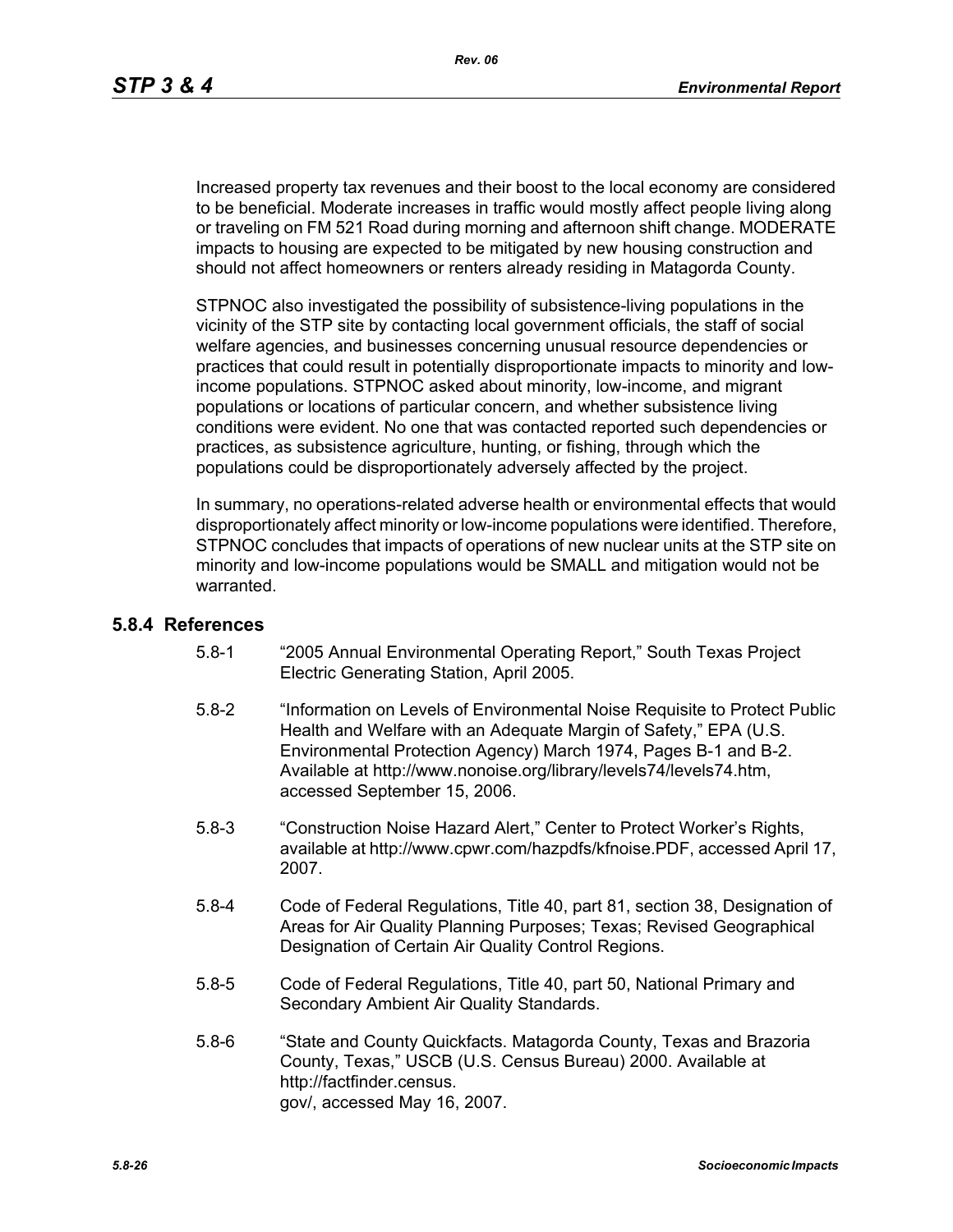Increased property tax revenues and their boost to the local economy are considered to be beneficial. Moderate increases in traffic would mostly affect people living along or traveling on FM 521 Road during morning and afternoon shift change. MODERATE impacts to housing are expected to be mitigated by new housing construction and should not affect homeowners or renters already residing in Matagorda County.

STPNOC also investigated the possibility of subsistence-living populations in the vicinity of the STP site by contacting local government officials, the staff of social welfare agencies, and businesses concerning unusual resource dependencies or practices that could result in potentially disproportionate impacts to minority and low-income populations. STPNOC asked about minority, low-income, and migrant populations or locations of particular concern, and whether subsistence living conditions were evident. No one that was contacted reported such dependencies or practices, as subsistence agriculture, hunting, or fishing, through which the populations could be disproportionately adversely affected by the project.

In summary, no operations-related adverse health or environmental effects that would disproportionately affect minority or low-income populations were identified. Therefore, STPNOC concludes that impacts of operations of new nuclear units at the STP site on minority and low-income populations would be SMALL and mitigation would not be warranted.

## 5.8.4 References

5.8-1 "2005 Annual Environmental Operating Report," South Texas Project Electric Generating Station, April 2005.

5.8-2 "Information on Levels of Environmental Noise Requisite to Protect Public Health and Welfare with an Adequate Margin of Safety," EPA (U.S. Environmental Protection Agency) March 1974, Pages B-1 and B-2. Available at http://www.nonoise.org/library/levels74/levels74.htm, accessed September 15, 2006.

5.8-3 "Construction Noise Hazard Alert," Center to Protect Worker's Rights, available at http://www.cpwr.com/hazpdfs/kfnoise.PDF, accessed April 17, 2007.

5.8-4 Code of Federal Regulations, Title 40, part 81, section 38, Designation of Areas for Air Quality Planning Purposes; Texas; Revised Geographical Designation of Certain Air Quality Control Regions.

5.8-5 Code of Federal Regulations, Title 40, part 50, National Primary and Secondary Ambient Air Quality Standards.

5.8-6 "State and County Quickfacts. Matagorda County, Texas and Brazoria County, Texas," USCB (U.S. Census Bureau) 2000. Available at http://factfinder.census.gov/, accessed May 16, 2007.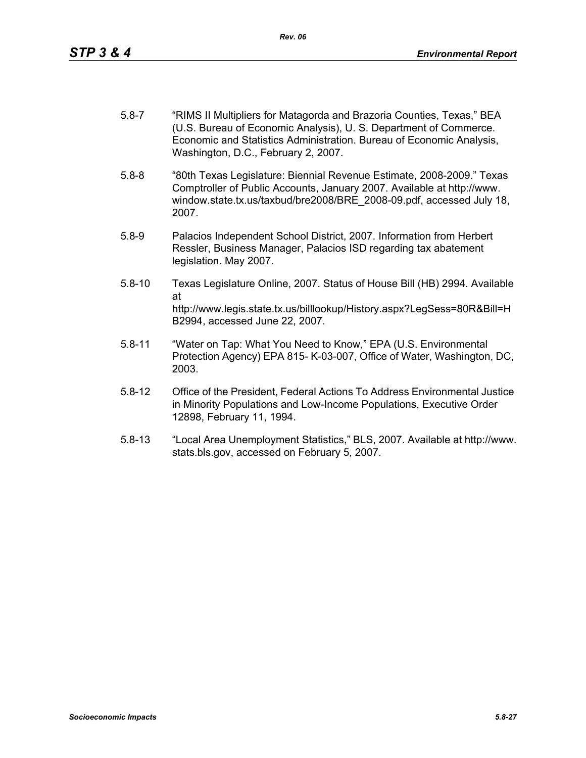5.8-7 "RIMS II Multipliers for Matagorda and Brazoria Counties, Texas," BEA (U.S. Bureau of Economic Analysis), U. S. Department of Commerce. Economic and Statistics Administration. Bureau of Economic Analysis, Washington, D.C., February 2, 2007.

5.8-8 "80th Texas Legislature: Biennial Revenue Estimate, 2008-2009." Texas Comptroller of Public Accounts, January 2007. Available at http://www.window.state.tx.us/taxbud/bre2008/BRE_2008-09.pdf, accessed July 18, 2007.

5.8-9 Palacios Independent School District, 2007. Information from Herbert Ressler, Business Manager, Palacios ISD regarding tax abatement legislation. May 2007.

5.8-10 Texas Legislature Online, 2007. Status of House Bill (HB) 2994. Available at http://www.legis.state.tx.us/billlookup/History.aspx?LegSess=80R&Bill=HB2994, accessed June 22, 2007.

5.8-11 "Water on Tap: What You Need to Know," EPA (U.S. Environmental Protection Agency) EPA 815- K-03-007, Office of Water, Washington, DC, 2003.

5.8-12 Office of the President, Federal Actions To Address Environmental Justice in Minority Populations and Low-Income Populations, Executive Order 12898, February 11, 1994.

5.8-13 "Local Area Unemployment Statistics," BLS, 2007. Available at http://www.stats.bls.gov, accessed on February 5, 2007.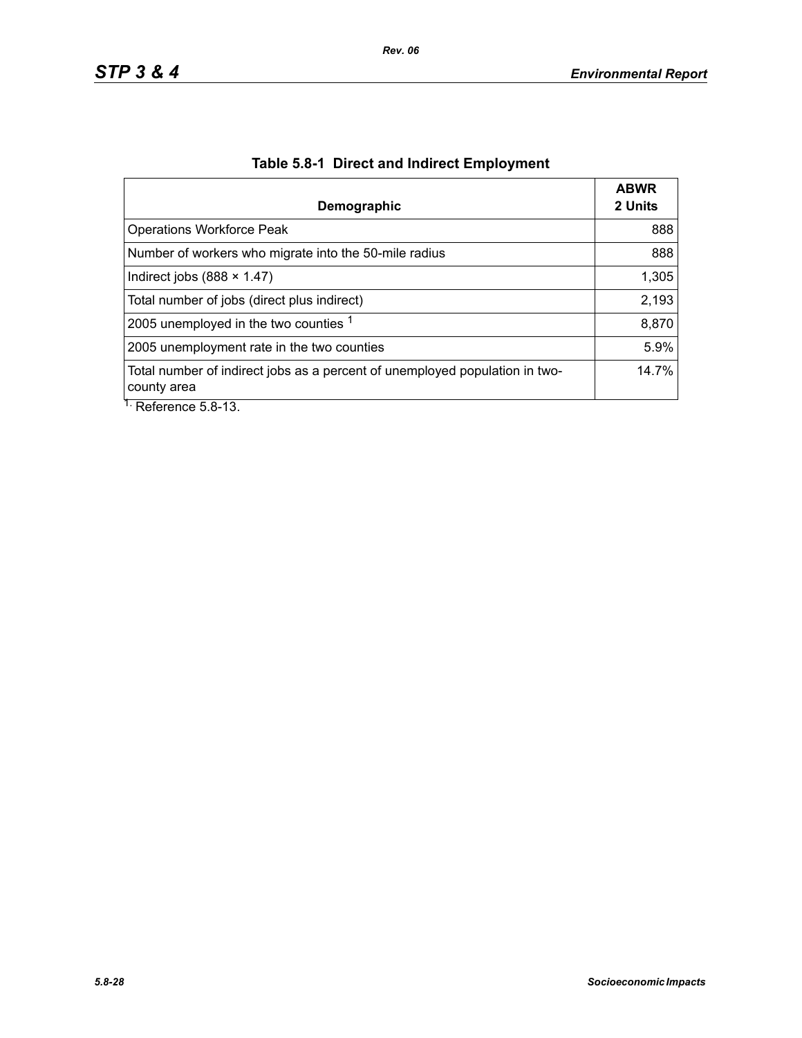**Table 5.8-1 Direct and Indirect Employment**

| Demographic | ABWR 2 Units |
|---|---:|
| Operations Workforce Peak | 888 |
| Number of workers who migrate into the 50-mile radius | 888 |
| Indirect jobs (888 × 1.47) | 1,305 |
| Total number of jobs (direct plus indirect) | 2,193 |
| 2005 unemployed in the two counties [1] | 8,870 |
| 2005 unemployment rate in the two counties | 5.9% |
| Total number of indirect jobs as a percent of unemployed population in two-county area | 14.7% |

1. Reference 5.8-13.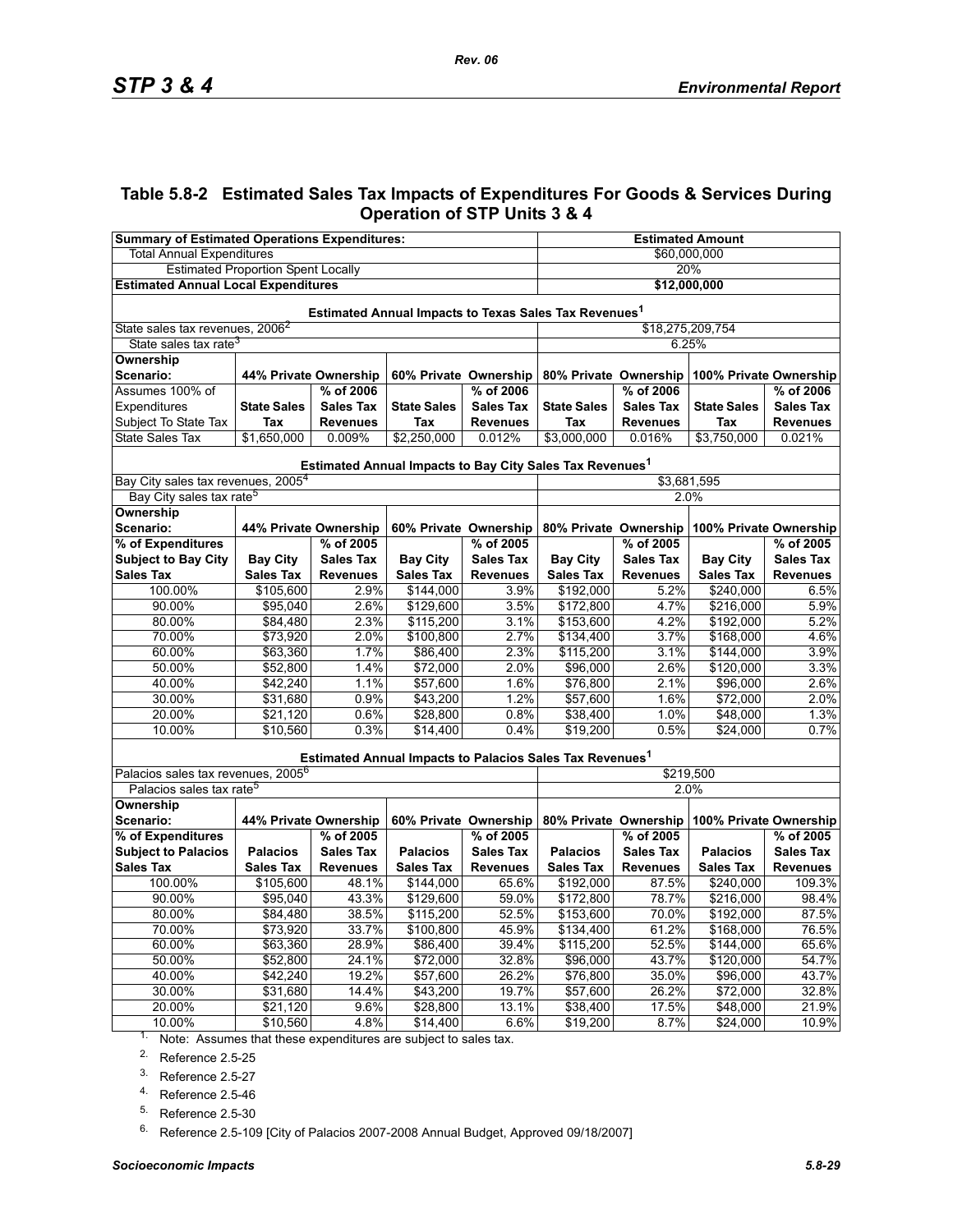## Table 5.8-2 Estimated Sales Tax Impacts of Expenditures For Goods & Services During Operation of STP Units 3 & 4

| Summary of Estimated Operations Expenditures: | | | | | Estimated Amount | | | |
|---|---|---|---|---|---|---|---|---|
| Total Annual Expenditures | | | | | $60,000,000 | | | |
| Estimated Proportion Spent Locally | | | | | 20% | | | |
| **Estimated Annual Local Expenditures** | | | | | **$12,000,000** | | | |
| **Estimated Annual Impacts to Texas Sales Tax Revenues[1]** | | | | | | | | |
| State sales tax revenues, 2006[2] | | | | | $18,275,209,754 | | | |
| State sales tax rate[3] | | | | | 6.25% | | | |
| **Ownership Scenario:** | **44% Private Ownership** | | **60% Private Ownership** | | **80% Private Ownership** | | **100% Private Ownership** | |
| Assumes 100% of Expenditures Subject To State Tax | **State Sales Tax** | **% of 2006 Sales Tax Revenues** | **State Sales Tax** | **% of 2006 Sales Tax Revenues** | **State Sales Tax** | **% of 2006 Sales Tax Revenues** | **State Sales Tax** | **% of 2006 Sales Tax Revenues** |
| State Sales Tax | $1,650,000 | 0.009% | $2,250,000 | 0.012% | $3,000,000 | 0.016% | $3,750,000 | 0.021% |
| **Estimated Annual Impacts to Bay City Sales Tax Revenues[1]** | | | | | | | | |
| Bay City sales tax revenues, 2005[4] | | | | | $3,681,595 | | | |
| Bay City sales tax rate[5] | | | | | 2.0% | | | |
| **Ownership Scenario:** | **44% Private Ownership** | | **60% Private Ownership** | | **80% Private Ownership** | | **100% Private Ownership** | |
| **% of Expenditures Subject to Bay City Sales Tax** | **Bay City Sales Tax** | **% of 2005 Sales Tax Revenues** | **Bay City Sales Tax** | **% of 2005 Sales Tax Revenues** | **Bay City Sales Tax** | **% of 2005 Sales Tax Revenues** | **Bay City Sales Tax** | **% of 2005 Sales Tax Revenues** |
| 100.00% | $105,600 | 2.9% | $144,000 | 3.9% | $192,000 | 5.2% | $240,000 | 6.5% |
| 90.00% | $95,040 | 2.6% | $129,600 | 3.5% | $172,800 | 4.7% | $216,000 | 5.9% |
| 80.00% | $84,480 | 2.3% | $115,200 | 3.1% | $153,600 | 4.2% | $192,000 | 5.2% |
| 70.00% | $73,920 | 2.0% | $100,800 | 2.7% | $134,400 | 3.7% | $168,000 | 4.6% |
| 60.00% | $63,360 | 1.7% | $86,400 | 2.3% | $115,200 | 3.1% | $144,000 | 3.9% |
| 50.00% | $52,800 | 1.4% | $72,000 | 2.0% | $96,000 | 2.6% | $120,000 | 3.3% |
| 40.00% | $42,240 | 1.1% | $57,600 | 1.6% | $76,800 | 2.1% | $96,000 | 2.6% |
| 30.00% | $31,680 | 0.9% | $43,200 | 1.2% | $57,600 | 1.6% | $72,000 | 2.0% |
| 20.00% | $21,120 | 0.6% | $28,800 | 0.8% | $38,400 | 1.0% | $48,000 | 1.3% |
| 10.00% | $10,560 | 0.3% | $14,400 | 0.4% | $19,200 | 0.5% | $24,000 | 0.7% |
| **Estimated Annual Impacts to Palacios Sales Tax Revenues[1]** | | | | | | | | |
| Palacios sales tax revenues, 2005[6] | | | | | $219,500 | | | |
| Palacios sales tax rate[5] | | | | | 2.0% | | | |
| **Ownership Scenario:** | **44% Private Ownership** | | **60% Private Ownership** | | **80% Private Ownership** | | **100% Private Ownership** | |
| **% of Expenditures Subject to Palacios Sales Tax** | **Palacios Sales Tax** | **% of 2005 Sales Tax Revenues** | **Palacios Sales Tax** | **% of 2005 Sales Tax Revenues** | **Palacios Sales Tax** | **% of 2005 Sales Tax Revenues** | **Palacios Sales Tax** | **% of 2005 Sales Tax Revenues** |
| 100.00% | $105,600 | 48.1% | $144,000 | 65.6% | $192,000 | 87.5% | $240,000 | 109.3% |
| 90.00% | $95,040 | 43.3% | $129,600 | 59.0% | $172,800 | 78.7% | $216,000 | 98.4% |
| 80.00% | $84,480 | 38.5% | $115,200 | 52.5% | $153,600 | 70.0% | $192,000 | 87.5% |
| 70.00% | $73,920 | 33.7% | $100,800 | 45.9% | $134,400 | 61.2% | $168,000 | 76.5% |
| 60.00% | $63,360 | 28.9% | $86,400 | 39.4% | $115,200 | 52.5% | $144,000 | 65.6% |
| 50.00% | $52,800 | 24.1% | $72,000 | 32.8% | $96,000 | 43.7% | $120,000 | 54.7% |
| 40.00% | $42,240 | 19.2% | $57,600 | 26.2% | $76,800 | 35.0% | $96,000 | 43.7% |
| 30.00% | $31,680 | 14.4% | $43,200 | 19.7% | $57,600 | 26.2% | $72,000 | 32.8% |
| 20.00% | $21,120 | 9.6% | $28,800 | 13.1% | $38,400 | 17.5% | $48,000 | 21.9% |
| 10.00% | $10,560 | 4.8% | $14,400 | 6.6% | $19,200 | 8.7% | $24,000 | 10.9% |

1. Note: Assumes that these expenditures are subject to sales tax.
2. Reference 2.5-25
3. Reference 2.5-27
4. Reference 2.5-46
5. Reference 2.5-30
6. Reference 2.5-109 [City of Palacios 2007-2008 Annual Budget, Approved 09/18/2007]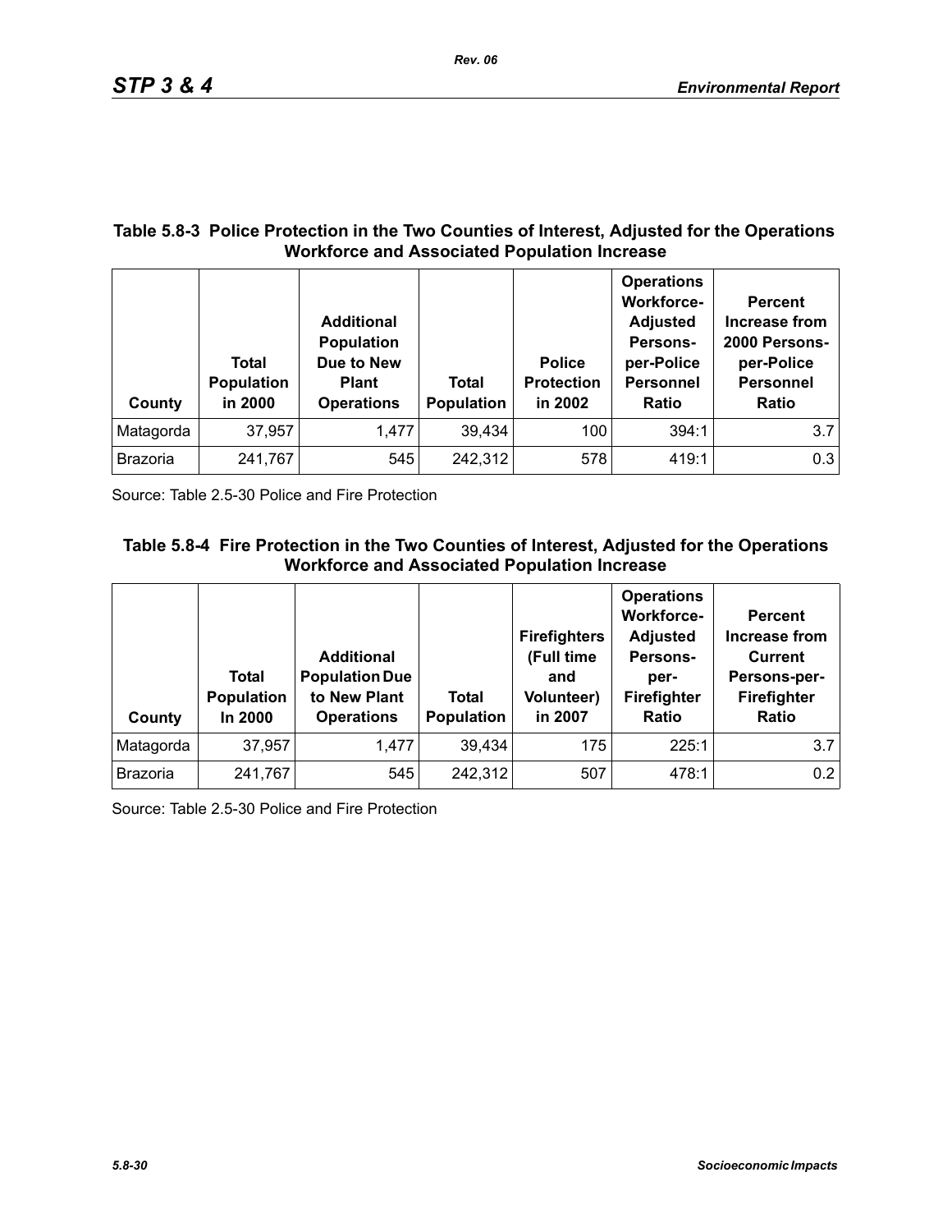**Table 5.8-3 Police Protection in the Two Counties of Interest, Adjusted for the Operations Workforce and Associated Population Increase**

| County | Total Population in 2000 | Additional Population Due to New Plant Operations | Total Population | Police Protection in 2002 | Operations Workforce-Adjusted Persons-per-Police Personnel Ratio | Percent Increase from 2000 Persons-per-Police Personnel Ratio |
|---|---|---|---|---|---|---|
| Matagorda | 37,957 | 1,477 | 39,434 | 100 | 394:1 | 3.7 |
| Brazoria | 241,767 | 545 | 242,312 | 578 | 419:1 | 0.3 |

Source: Table 2.5-30 Police and Fire Protection

**Table 5.8-4 Fire Protection in the Two Counties of Interest, Adjusted for the Operations Workforce and Associated Population Increase**

| County | Total Population In 2000 | Additional Population Due to New Plant Operations | Total Population | Firefighters (Full time and Volunteer) in 2007 | Operations Workforce-Adjusted Persons-per-Firefighter Ratio | Percent Increase from Current Persons-per-Firefighter Ratio |
|---|---|---|---|---|---|---|
| Matagorda | 37,957 | 1,477 | 39,434 | 175 | 225:1 | 3.7 |
| Brazoria | 241,767 | 545 | 242,312 | 507 | 478:1 | 0.2 |

Source: Table 2.5-30 Police and Fire Protection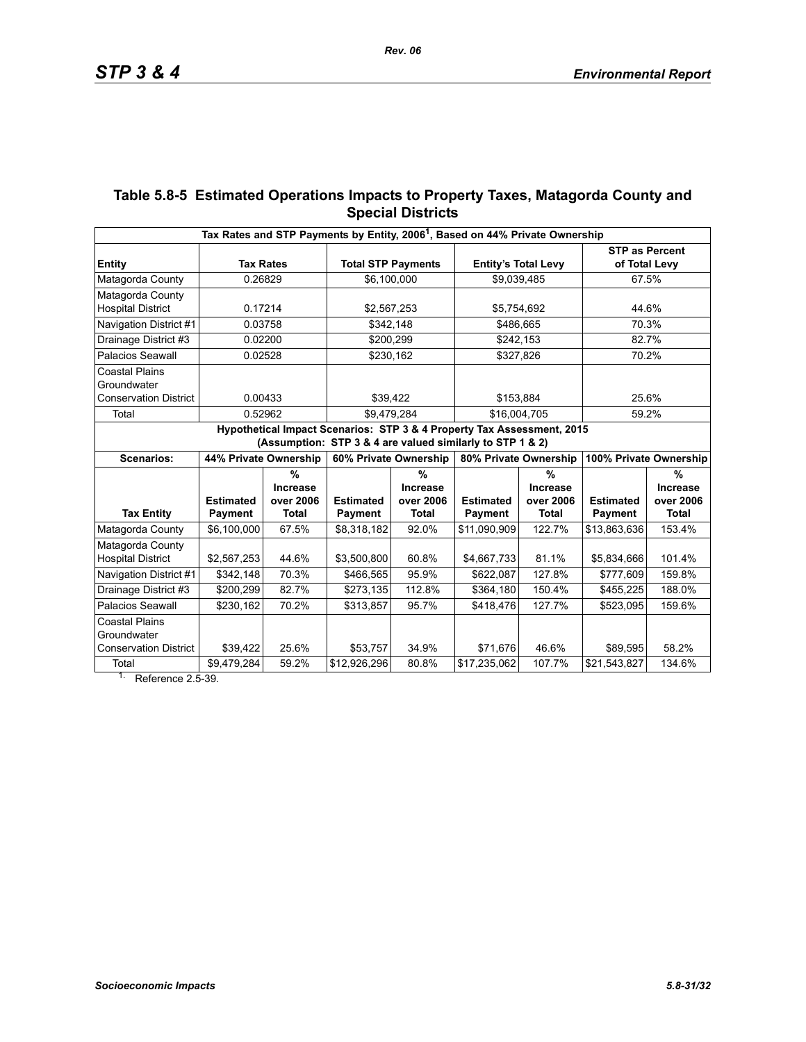## Table 5.8-5 Estimated Operations Impacts to Property Taxes, Matagorda County and Special Districts

| Tax Rates and STP Payments by Entity, 2006[1], Based on 44% Private Ownership | | | | | | | | |
|---|---|---|---|---|---|---|---|---|
| **Entity** | **Tax Rates** | | **Total STP Payments** | | **Entity's Total Levy** | | **STP as Percent of Total Levy** | |
| Matagorda County | 0.26829 | | $6,100,000 | | $9,039,485 | | 67.5% | |
| Matagorda County Hospital District | 0.17214 | | $2,567,253 | | $5,754,692 | | 44.6% | |
| Navigation District #1 | 0.03758 | | $342,148 | | $486,665 | | 70.3% | |
| Drainage District #3 | 0.02200 | | $200,299 | | $242,153 | | 82.7% | |
| Palacios Seawall | 0.02528 | | $230,162 | | $327,826 | | 70.2% | |
| Coastal Plains Groundwater Conservation District | 0.00433 | | $39,422 | | $153,884 | | 25.6% | |
| Total | 0.52962 | | $9,479,284 | | $16,004,705 | | 59.2% | |
| **Hypothetical Impact Scenarios: STP 3 & 4 Property Tax Assessment, 2015 (Assumption: STP 3 & 4 are valued similarly to STP 1 & 2)** | | | | | | | | |
| **Scenarios:** | **44% Private Ownership** | | **60% Private Ownership** | | **80% Private Ownership** | | **100% Private Ownership** | |
| **Tax Entity** | **Estimated Payment** | **% Increase over 2006 Total** | **Estimated Payment** | **% Increase over 2006 Total** | **Estimated Payment** | **% Increase over 2006 Total** | **Estimated Payment** | **% Increase over 2006 Total** |
| Matagorda County | $6,100,000 | 67.5% | $8,318,182 | 92.0% | $11,090,909 | 122.7% | $13,863,636 | 153.4% |
| Matagorda County Hospital District | $2,567,253 | 44.6% | $3,500,800 | 60.8% | $4,667,733 | 81.1% | $5,834,666 | 101.4% |
| Navigation District #1 | $342,148 | 70.3% | $466,565 | 95.9% | $622,087 | 127.8% | $777,609 | 159.8% |
| Drainage District #3 | $200,299 | 82.7% | $273,135 | 112.8% | $364,180 | 150.4% | $455,225 | 188.0% |
| Palacios Seawall | $230,162 | 70.2% | $313,857 | 95.7% | $418,476 | 127.7% | $523,095 | 159.6% |
| Coastal Plains Groundwater Conservation District | $39,422 | 25.6% | $53,757 | 34.9% | $71,676 | 46.6% | $89,595 | 58.2% |
| Total | $9,479,284 | 59.2% | $12,926,296 | 80.8% | $17,235,062 | 107.7% | $21,543,827 | 134.6% |

1. Reference 2.5-39.